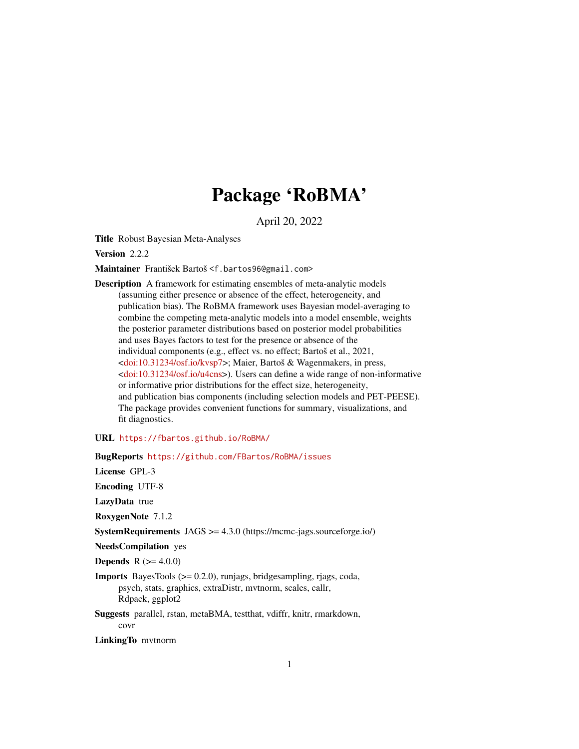# Package 'RoBMA'

April 20, 2022

**Title** Robust Bayesian Meta-Analyses

**Version** 2.2.2

**Maintainer** František Bartoš <f.bartos96@gmail.com>

**Description** A framework for estimating ensembles of meta-analytic models (assuming either presence or absence of the effect, heterogeneity, and publication bias). The RoBMA framework uses Bayesian model-averaging to combine the competing meta-analytic models into a model ensemble, weights the posterior parameter distributions based on posterior model probabilities and uses Bayes factors to test for the presence or absence of the individual components (e.g., effect vs. no effect; Bartoš et al., 2021, <doi:10.31234/osf.io/kvsp7>; Maier, Bartoš & Wagenmakers, in press, <doi:10.31234/osf.io/u4cns>). Users can define a wide range of non-informative or informative prior distributions for the effect size, heterogeneity, and publication bias components (including selection models and PET-PEESE). The package provides convenient functions for summary, visualizations, and fit diagnostics.

**URL** https://fbartos.github.io/RoBMA/

**BugReports** https://github.com/FBartos/RoBMA/issues

**License** GPL-3

**Encoding** UTF-8

**LazyData** true

**RoxygenNote** 7.1.2

**SystemRequirements** JAGS >= 4.3.0 (https://mcmc-jags.sourceforge.io/)

**NeedsCompilation** yes

**Depends** R (>= 4.0.0)

**Imports** BayesTools (>= 0.2.0), runjags, bridgesampling, rjags, coda, psych, stats, graphics, extraDistr, mvtnorm, scales, callr, Rdpack, ggplot2

**Suggests** parallel, rstan, metaBMA, testthat, vdiffr, knitr, rmarkdown, covr

**LinkingTo** mvtnorm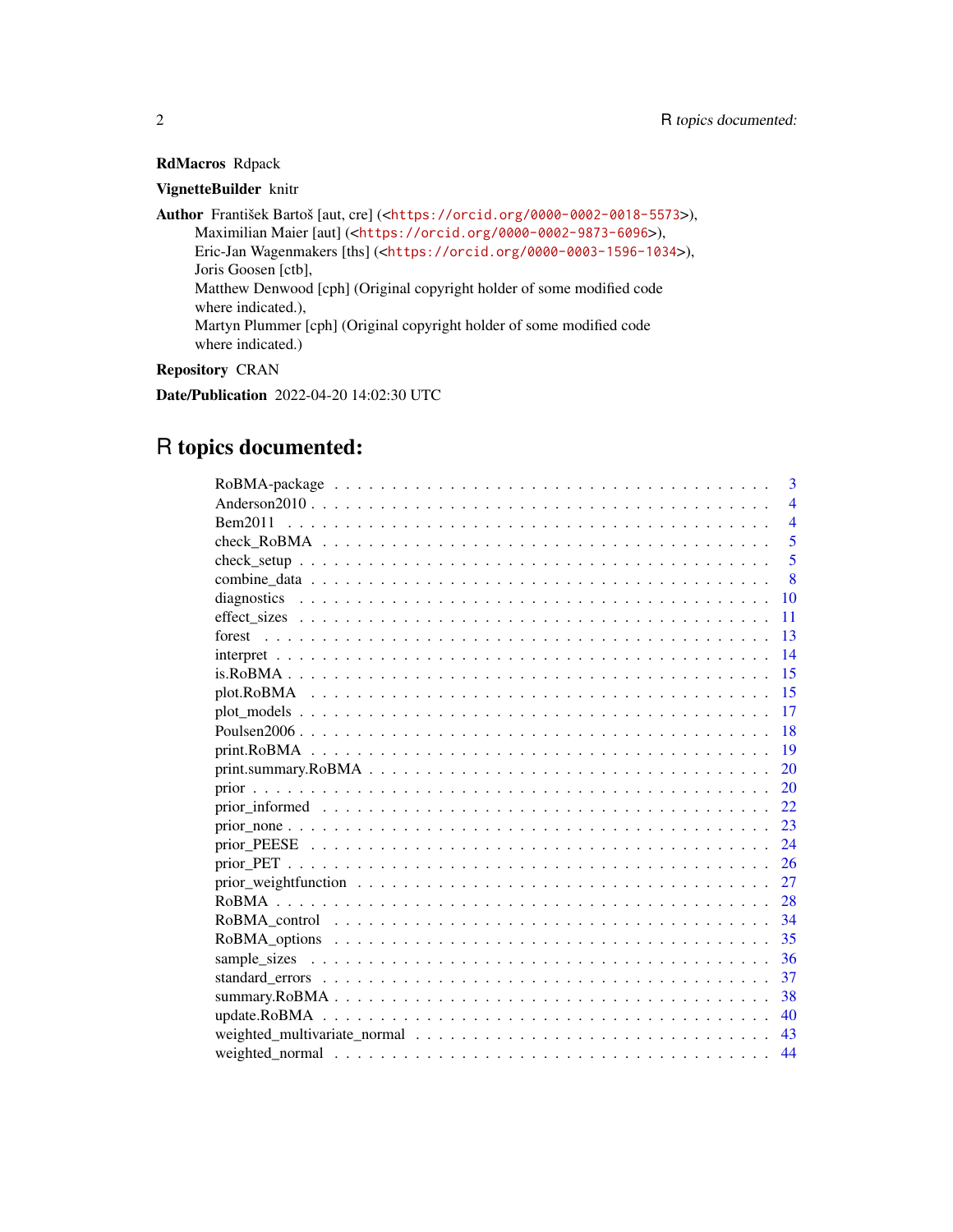**RdMacros** Rdpack

**VignetteBuilder** knitr

**Author** František Bartoš [aut, cre] (<https://orcid.org/0000-0002-0018-5573>),
Maximilian Maier [aut] (<https://orcid.org/0000-0002-9873-6096>),
Eric-Jan Wagenmakers [ths] (<https://orcid.org/0000-0003-1596-1034>),
Joris Goosen [ctb],
Matthew Denwood [cph] (Original copyright holder of some modified code where indicated.),
Martyn Plummer [cph] (Original copyright holder of some modified code where indicated.)

**Repository** CRAN

**Date/Publication** 2022-04-20 14:02:30 UTC

# R topics documented:

| Topic | Page |
|---|---|
| RoBMA-package | 3 |
| Anderson2010 | 4 |
| Bem2011 | 4 |
| check_RoBMA | 5 |
| check_setup | 5 |
| combine_data | 8 |
| diagnostics | 10 |
| effect_sizes | 11 |
| forest | 13 |
| interpret | 14 |
| is.RoBMA | 15 |
| plot.RoBMA | 15 |
| plot_models | 17 |
| Poulsen2006 | 18 |
| print.RoBMA | 19 |
| print.summary.RoBMA | 20 |
| prior | 20 |
| prior_informed | 22 |
| prior_none | 23 |
| prior_PEESE | 24 |
| prior_PET | 26 |
| prior_weightfunction | 27 |
| RoBMA | 28 |
| RoBMA_control | 34 |
| RoBMA_options | 35 |
| sample_sizes | 36 |
| standard_errors | 37 |
| summary.RoBMA | 38 |
| update.RoBMA | 40 |
| weighted_multivariate_normal | 43 |
| weighted_normal | 44 |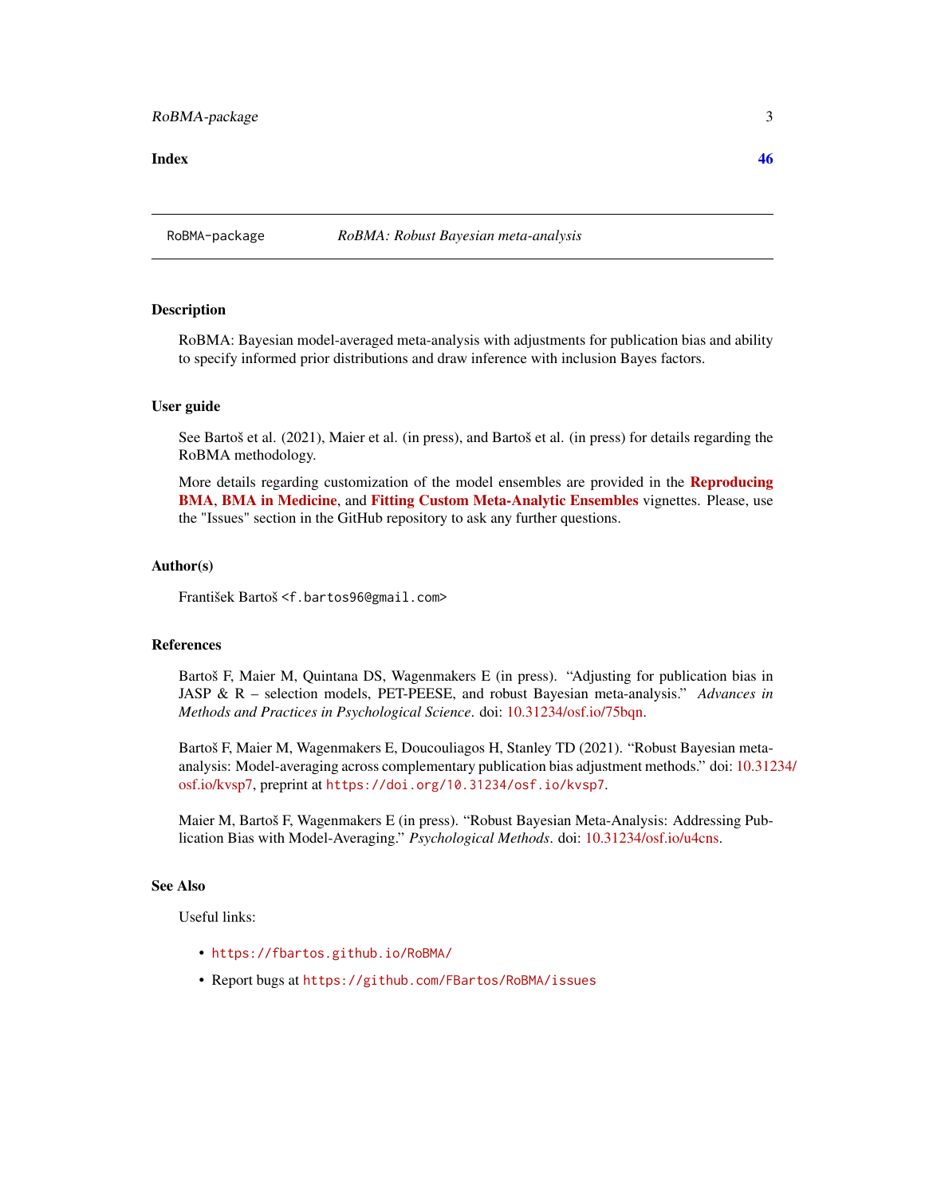Index 46

RoBMA-package *RoBMA: Robust Bayesian meta-analysis*

## Description

RoBMA: Bayesian model-averaged meta-analysis with adjustments for publication bias and ability to specify informed prior distributions and draw inference with inclusion Bayes factors.

## User guide

See Bartoš et al. (2021), Maier et al. (in press), and Bartoš et al. (in press) for details regarding the RoBMA methodology.

More details regarding customization of the model ensembles are provided in the **Reproducing BMA**, **BMA in Medicine**, and **Fitting Custom Meta-Analytic Ensembles** vignettes. Please, use the "Issues" section in the GitHub repository to ask any further questions.

## Author(s)

František Bartoš <f.bartos96@gmail.com>

## References

Bartoš F, Maier M, Quintana DS, Wagenmakers E (in press). "Adjusting for publication bias in JASP & R – selection models, PET-PEESE, and robust Bayesian meta-analysis." *Advances in Methods and Practices in Psychological Science*. doi: 10.31234/osf.io/75bqn.

Bartoš F, Maier M, Wagenmakers E, Doucouliagos H, Stanley TD (2021). "Robust Bayesian meta-analysis: Model-averaging across complementary publication bias adjustment methods." doi: 10.31234/osf.io/kvsp7, preprint at `https://doi.org/10.31234/osf.io/kvsp7`.

Maier M, Bartoš F, Wagenmakers E (in press). "Robust Bayesian Meta-Analysis: Addressing Publication Bias with Model-Averaging." *Psychological Methods*. doi: 10.31234/osf.io/u4cns.

## See Also

Useful links:

- `https://fbartos.github.io/RoBMA/`
- Report bugs at `https://github.com/FBartos/RoBMA/issues`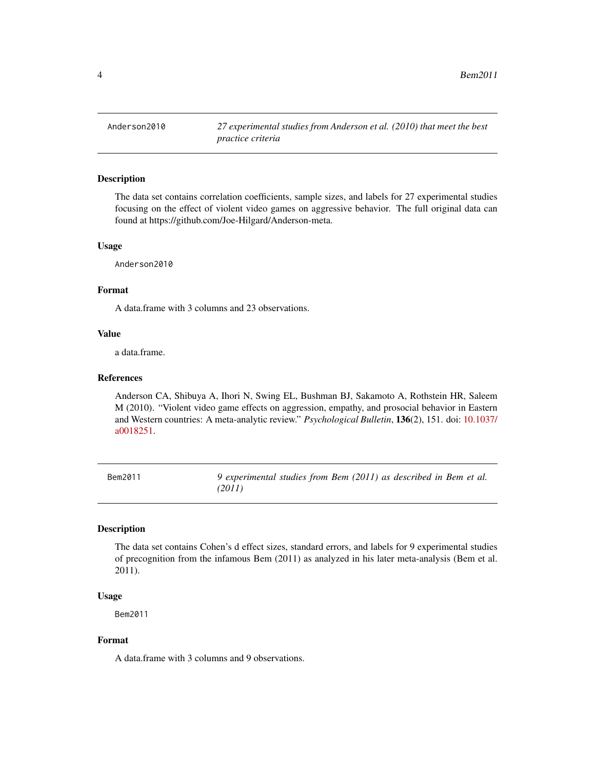## Anderson2010 — *27 experimental studies from Anderson et al. (2010) that meet the best practice criteria*

### Description

The data set contains correlation coefficients, sample sizes, and labels for 27 experimental studies focusing on the effect of violent video games on aggressive behavior. The full original data can found at https://github.com/Joe-Hilgard/Anderson-meta.

### Usage

```
Anderson2010
```

### Format

A data.frame with 3 columns and 23 observations.

### Value

a data.frame.

### References

Anderson CA, Shibuya A, Ihori N, Swing EL, Bushman BJ, Sakamoto A, Rothstein HR, Saleem M (2010). "Violent video game effects on aggression, empathy, and prosocial behavior in Eastern and Western countries: A meta-analytic review." *Psychological Bulletin*, **136**(2), 151. doi: 10.1037/a0018251.

## Bem2011 — *9 experimental studies from Bem (2011) as described in Bem et al. (2011)*

### Description

The data set contains Cohen's d effect sizes, standard errors, and labels for 9 experimental studies of precognition from the infamous Bem (2011) as analyzed in his later meta-analysis (Bem et al. 2011).

### Usage

```
Bem2011
```

### Format

A data.frame with 3 columns and 9 observations.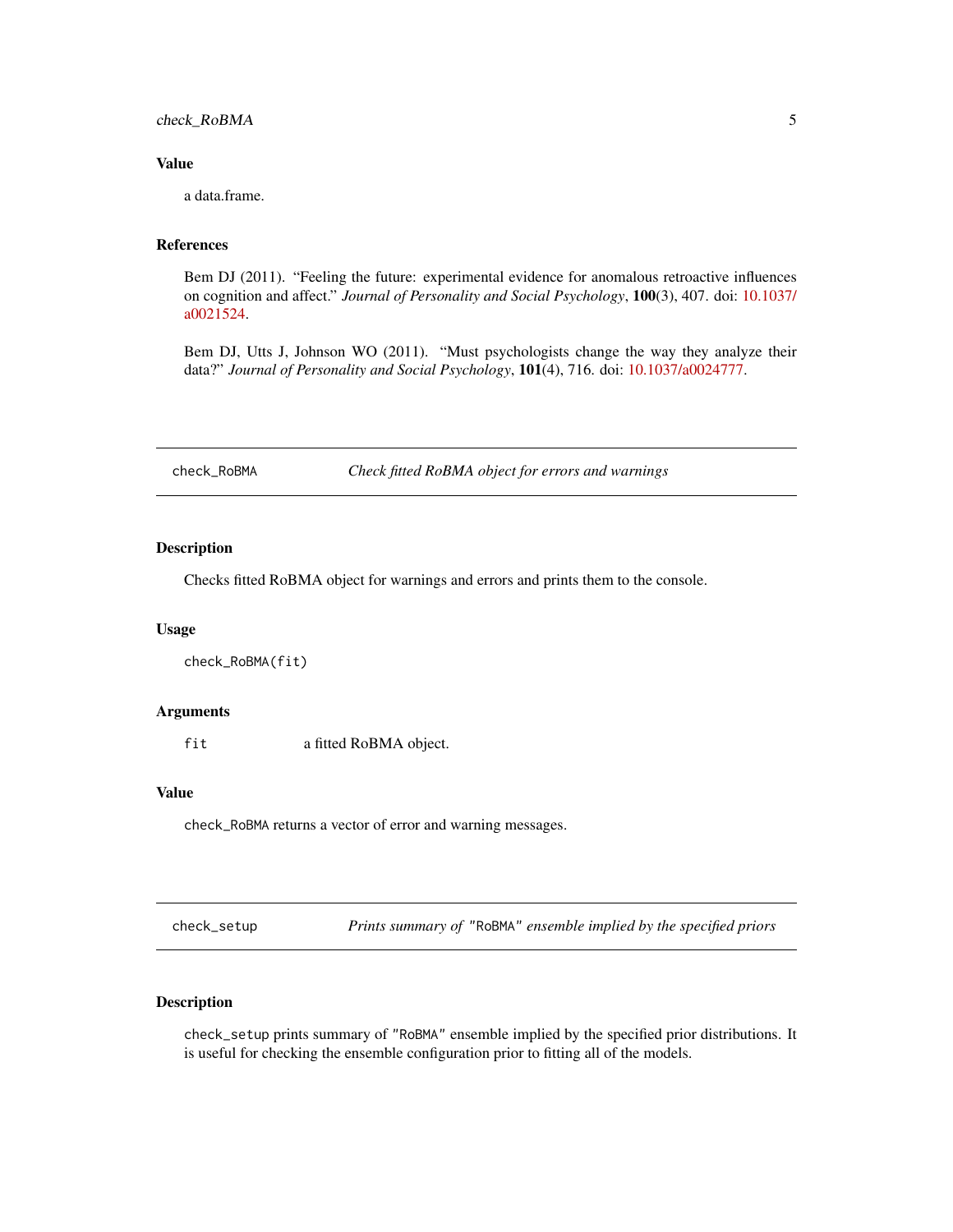### Value

a data.frame.

### References

Bem DJ (2011). "Feeling the future: experimental evidence for anomalous retroactive influences on cognition and affect." *Journal of Personality and Social Psychology*, **100**(3), 407. doi: 10.1037/a0021524.

Bem DJ, Utts J, Johnson WO (2011). "Must psychologists change the way they analyze their data?" *Journal of Personality and Social Psychology*, **101**(4), 716. doi: 10.1037/a0024777.

---

## check_RoBMA — *Check fitted RoBMA object for errors and warnings*

### Description

Checks fitted RoBMA object for warnings and errors and prints them to the console.

### Usage

```
check_RoBMA(fit)
```

### Arguments

| | |
|---|---|
| `fit` | a fitted RoBMA object. |

### Value

`check_RoBMA` returns a vector of error and warning messages.

---

## check_setup — *Prints summary of "RoBMA" ensemble implied by the specified priors*

### Description

`check_setup` prints summary of `"RoBMA"` ensemble implied by the specified prior distributions. It is useful for checking the ensemble configuration prior to fitting all of the models.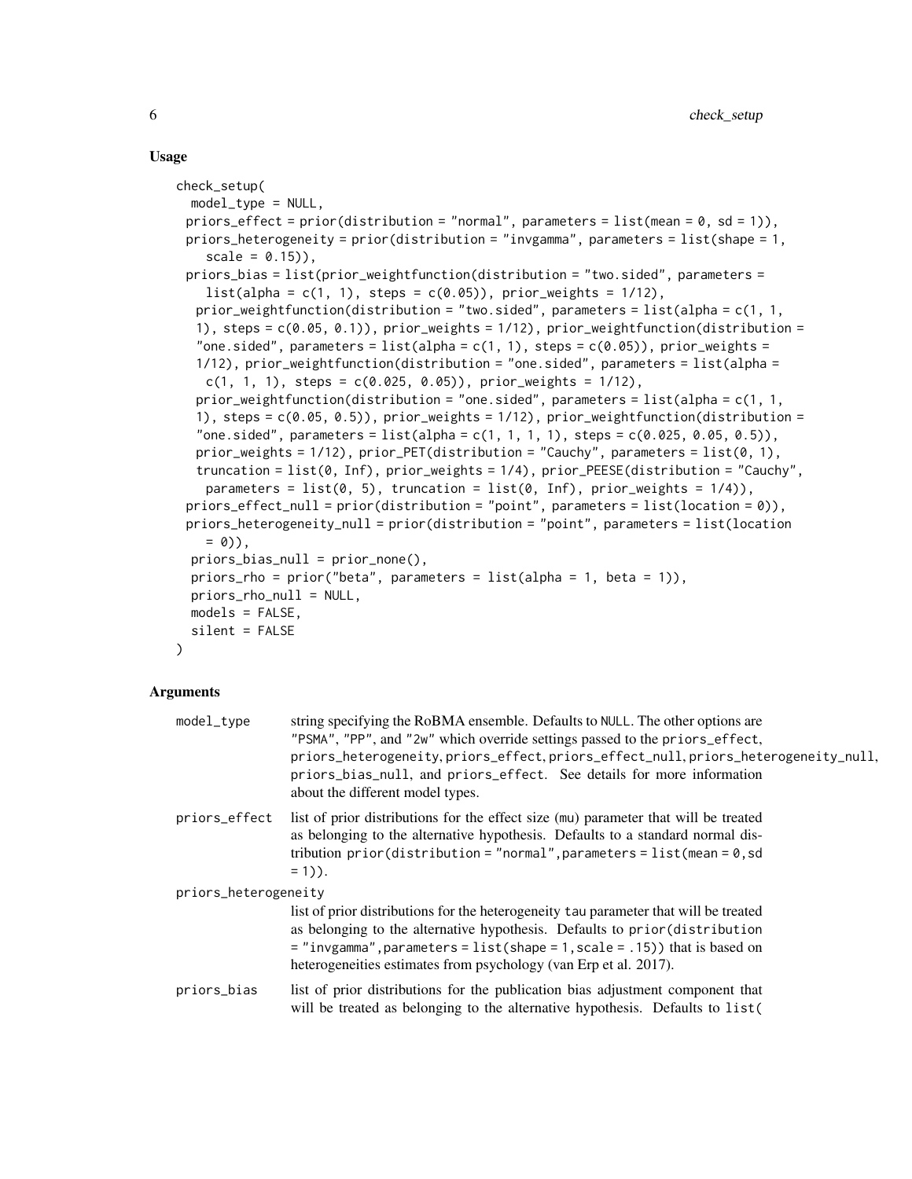## Usage

```
check_setup(
  model_type = NULL,
  priors_effect = prior(distribution = "normal", parameters = list(mean = 0, sd = 1)),
  priors_heterogeneity = prior(distribution = "invgamma", parameters = list(shape = 1,
    scale = 0.15)),
  priors_bias = list(prior_weightfunction(distribution = "two.sided", parameters =
    list(alpha = c(1, 1), steps = c(0.05)), prior_weights = 1/12),
   prior_weightfunction(distribution = "two.sided", parameters = list(alpha = c(1, 1,
   1), steps = c(0.05, 0.1)), prior_weights = 1/12), prior_weightfunction(distribution =
   "one.sided", parameters = list(alpha = c(1, 1), steps = c(0.05)), prior_weights =
   1/12), prior_weightfunction(distribution = "one.sided", parameters = list(alpha =
    c(1, 1, 1), steps = c(0.025, 0.05)), prior_weights = 1/12),
   prior_weightfunction(distribution = "one.sided", parameters = list(alpha = c(1, 1,
   1), steps = c(0.05, 0.5)), prior_weights = 1/12), prior_weightfunction(distribution =
   "one.sided", parameters = list(alpha = c(1, 1, 1, 1), steps = c(0.025, 0.05, 0.5)),
   prior_weights = 1/12), prior_PET(distribution = "Cauchy", parameters = list(0, 1),
   truncation = list(0, Inf), prior_weights = 1/4), prior_PEESE(distribution = "Cauchy",
    parameters = list(0, 5), truncation = list(0, Inf), prior_weights = 1/4)),
  priors_effect_null = prior(distribution = "point", parameters = list(location = 0)),
  priors_heterogeneity_null = prior(distribution = "point", parameters = list(location
    = 0)),
  priors_bias_null = prior_none(),
  priors_rho = prior("beta", parameters = list(alpha = 1, beta = 1)),
  priors_rho_null = NULL,
  models = FALSE,
  silent = FALSE
)
```

## Arguments

- `model_type` — string specifying the RoBMA ensemble. Defaults to `NULL`. The other options are `"PSMA"`, `"PP"`, and `"2w"` which override settings passed to the `priors_effect`, `priors_heterogeneity`, `priors_effect`, `priors_effect_null`, `priors_heterogeneity_null`, `priors_bias_null`, and `priors_effect`. See details for more information about the different model types.
- `priors_effect` — list of prior distributions for the effect size (`mu`) parameter that will be treated as belonging to the alternative hypothesis. Defaults to a standard normal distribution `prior(distribution = "normal", parameters = list(mean = 0, sd = 1))`.
- `priors_heterogeneity` — list of prior distributions for the heterogeneity `tau` parameter that will be treated as belonging to the alternative hypothesis. Defaults to `prior(distribution = "invgamma", parameters = list(shape = 1, scale = .15))` that is based on heterogeneities estimates from psychology (van Erp et al. 2017).
- `priors_bias` — list of prior distributions for the publication bias adjustment component that will be treated as belonging to the alternative hypothesis. Defaults to `list(`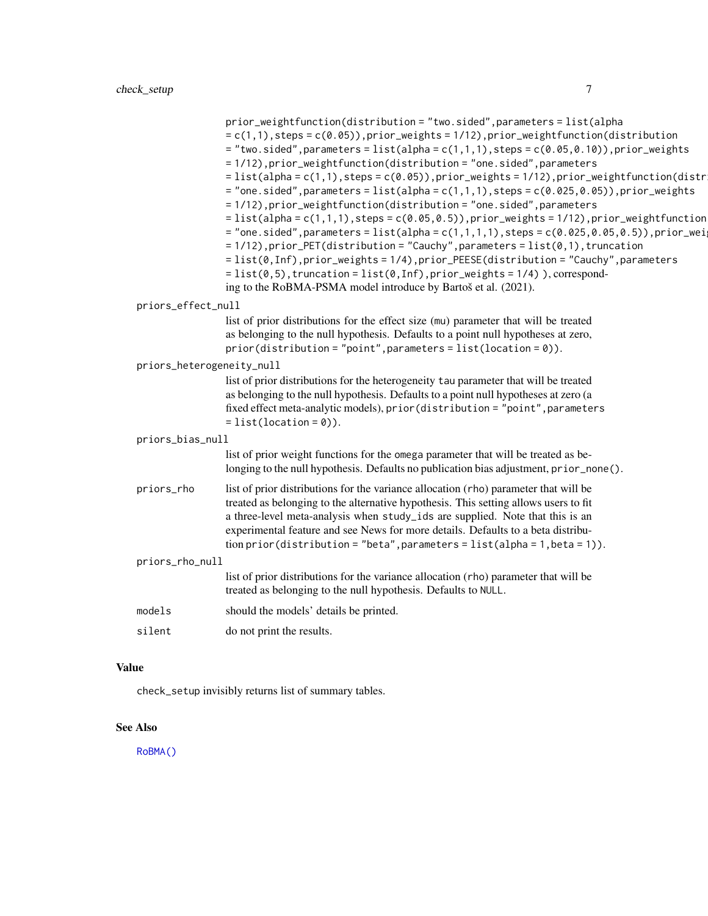prior_weightfunction(distribution = "two.sided", parameters = list(alpha = c(1,1), steps = c(0.05)), prior_weights = 1/12), prior_weightfunction(distribution = "two.sided", parameters = list(alpha = c(1,1,1), steps = c(0.05, 0.10)), prior_weights = 1/12), prior_weightfunction(distribution = "one.sided", parameters = list(alpha = c(1,1), steps = c(0.05)), prior_weights = 1/12), prior_weightfunction(distribution = "one.sided", parameters = list(alpha = c(1,1,1), steps = c(0.025, 0.05)), prior_weights = 1/12), prior_weightfunction(distribution = "one.sided", parameters = list(alpha = c(1,1,1), steps = c(0.05, 0.5)), prior_weights = 1/12), prior_weightfunction(distribution = "one.sided", parameters = list(alpha = c(1,1,1,1), steps = c(0.025, 0.05, 0.5)), prior_weights = 1/12), prior_PET(distribution = "Cauchy", parameters = list(0,1), truncation = list(0, Inf), prior_weights = 1/4), prior_PEESE(distribution = "Cauchy", parameters = list(0,5), truncation = list(0, Inf), prior_weights = 1/4) ), corresponding to the RoBMA-PSMA model introduce by Bartoš et al. (2021).

**priors_effect_null**
: list of prior distributions for the effect size (mu) parameter that will be treated as belonging to the null hypothesis. Defaults to a point null hypotheses at zero, `prior(distribution = "point", parameters = list(location = 0))`.

**priors_heterogeneity_null**
: list of prior distributions for the heterogeneity tau parameter that will be treated as belonging to the null hypothesis. Defaults to a point null hypotheses at zero (a fixed effect meta-analytic models), `prior(distribution = "point", parameters = list(location = 0))`.

**priors_bias_null**
: list of prior weight functions for the omega parameter that will be treated as belonging to the null hypothesis. Defaults no publication bias adjustment, `prior_none()`.

**priors_rho**
: list of prior distributions for the variance allocation (rho) parameter that will be treated as belonging to the alternative hypothesis. This setting allows users to fit a three-level meta-analysis when `study_ids` are supplied. Note that this is an experimental feature and see News for more details. Defaults to a beta distribution `prior(distribution = "beta", parameters = list(alpha = 1, beta = 1))`.

**priors_rho_null**
: list of prior distributions for the variance allocation (rho) parameter that will be treated as belonging to the null hypothesis. Defaults to `NULL`.

**models**
: should the models' details be printed.

**silent**
: do not print the results.

## Value

`check_setup` invisibly returns list of summary tables.

## See Also

`RoBMA()`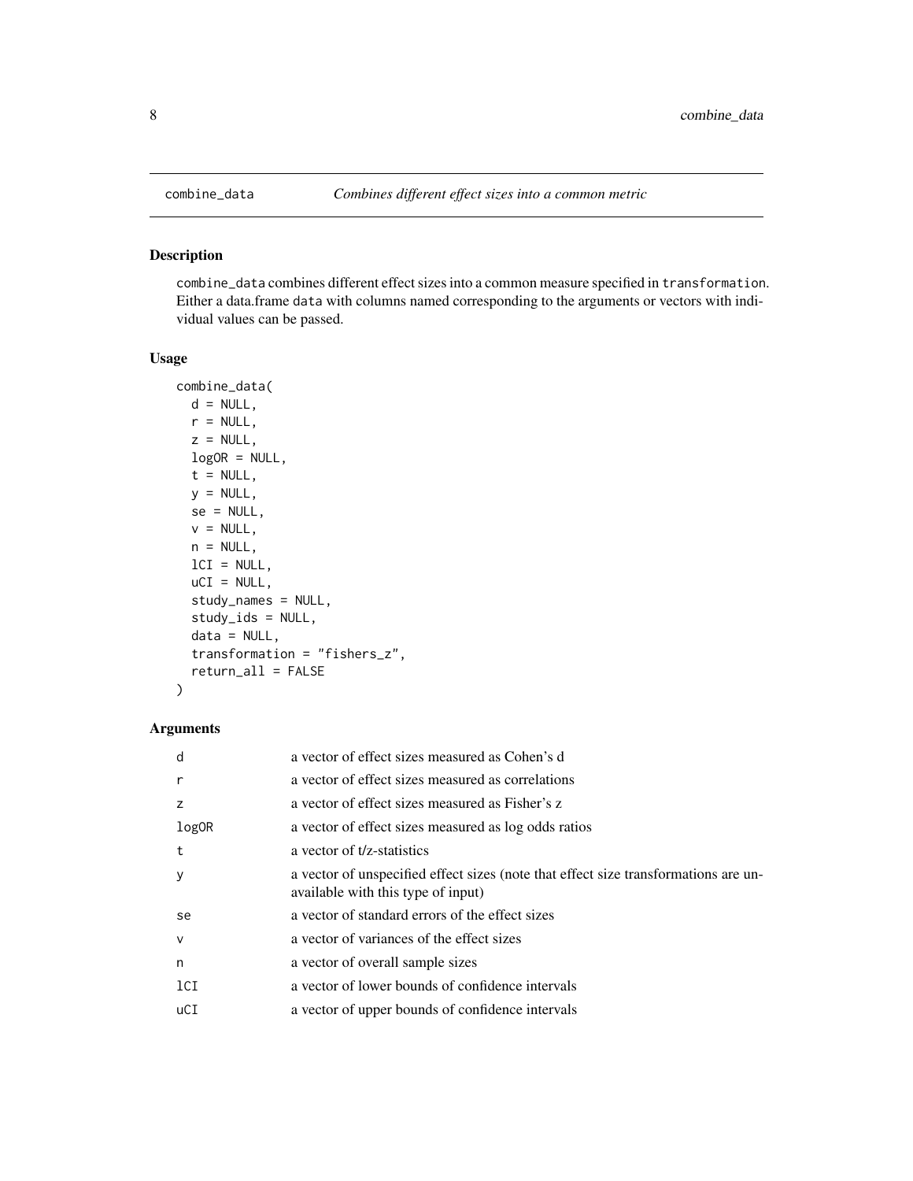## combine_data — *Combines different effect sizes into a common metric*

### Description

combine_data combines different effect sizes into a common measure specified in transformation. Either a data.frame data with columns named corresponding to the arguments or vectors with individual values can be passed.

### Usage

```
combine_data(
  d = NULL,
  r = NULL,
  z = NULL,
  logOR = NULL,
  t = NULL,
  y = NULL,
  se = NULL,
  v = NULL,
  n = NULL,
  lCI = NULL,
  uCI = NULL,
  study_names = NULL,
  study_ids = NULL,
  data = NULL,
  transformation = "fishers_z",
  return_all = FALSE
)
```

### Arguments

| | |
|---|---|
| d | a vector of effect sizes measured as Cohen's d |
| r | a vector of effect sizes measured as correlations |
| z | a vector of effect sizes measured as Fisher's z |
| logOR | a vector of effect sizes measured as log odds ratios |
| t | a vector of t/z-statistics |
| y | a vector of unspecified effect sizes (note that effect size transformations are unavailable with this type of input) |
| se | a vector of standard errors of the effect sizes |
| v | a vector of variances of the effect sizes |
| n | a vector of overall sample sizes |
| lCI | a vector of lower bounds of confidence intervals |
| uCI | a vector of upper bounds of confidence intervals |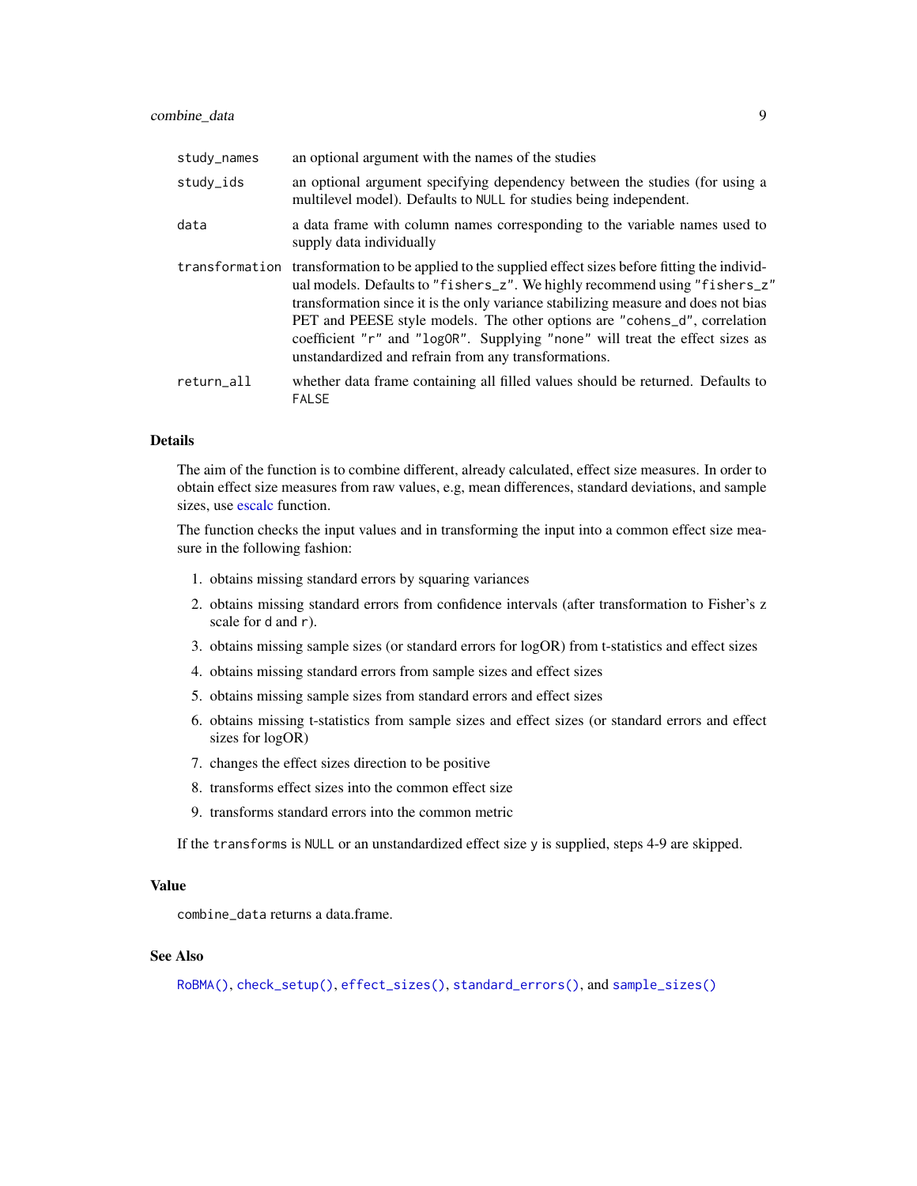| | |
|---|---|
| `study_names` | an optional argument with the names of the studies |
| `study_ids` | an optional argument specifying dependency between the studies (for using a multilevel model). Defaults to `NULL` for studies being independent. |
| `data` | a data frame with column names corresponding to the variable names used to supply data individually |
| `transformation` | transformation to be applied to the supplied effect sizes before fitting the individual models. Defaults to `"fishers_z"`. We highly recommend using `"fishers_z"` transformation since it is the only variance stabilizing measure and does not bias PET and PEESE style models. The other options are `"cohens_d"`, correlation coefficient `"r"` and `"logOR"`. Supplying `"none"` will treat the effect sizes as unstandardized and refrain from any transformations. |
| `return_all` | whether data frame containing all filled values should be returned. Defaults to `FALSE` |

## Details

The aim of the function is to combine different, already calculated, effect size measures. In order to obtain effect size measures from raw values, e.g, mean differences, standard deviations, and sample sizes, use escalc function.

The function checks the input values and in transforming the input into a common effect size measure in the following fashion:

1. obtains missing standard errors by squaring variances
2. obtains missing standard errors from confidence intervals (after transformation to Fisher's z scale for `d` and `r`).
3. obtains missing sample sizes (or standard errors for logOR) from t-statistics and effect sizes
4. obtains missing standard errors from sample sizes and effect sizes
5. obtains missing sample sizes from standard errors and effect sizes
6. obtains missing t-statistics from sample sizes and effect sizes (or standard errors and effect sizes for logOR)
7. changes the effect sizes direction to be positive
8. transforms effect sizes into the common effect size
9. transforms standard errors into the common metric

If the `transforms` is `NULL` or an unstandardized effect size `y` is supplied, steps 4-9 are skipped.

## Value

`combine_data` returns a data.frame.

## See Also

`RoBMA()`, `check_setup()`, `effect_sizes()`, `standard_errors()`, and `sample_sizes()`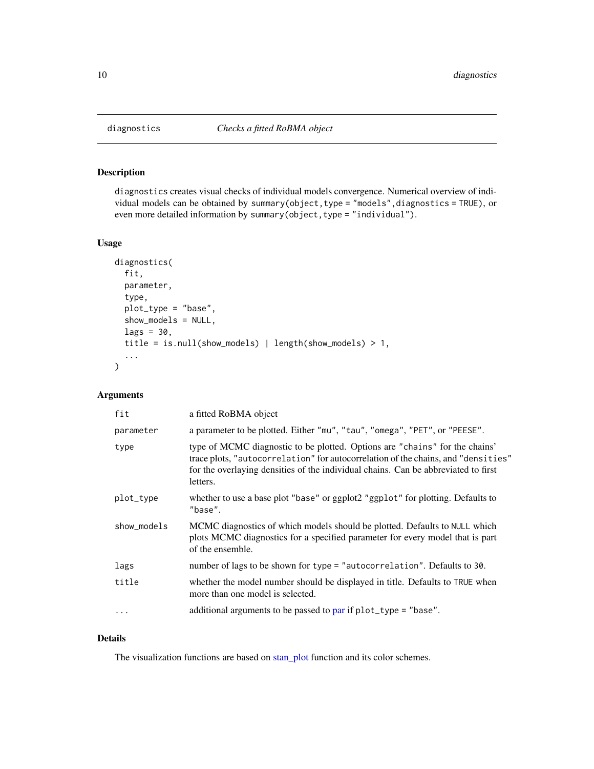## diagnostics *Checks a fitted RoBMA object*

### Description

diagnostics creates visual checks of individual models convergence. Numerical overview of individual models can be obtained by summary(object,type = "models",diagnostics = TRUE), or even more detailed information by summary(object,type = "individual").

### Usage

```
diagnostics(
  fit,
  parameter,
  type,
  plot_type = "base",
  show_models = NULL,
  lags = 30,
  title = is.null(show_models) | length(show_models) > 1,
  ...
)
```

### Arguments

| | |
|---|---|
| fit | a fitted RoBMA object |
| parameter | a parameter to be plotted. Either "mu", "tau", "omega", "PET", or "PEESE". |
| type | type of MCMC diagnostic to be plotted. Options are "chains" for the chains' trace plots, "autocorrelation" for autocorrelation of the chains, and "densities" for the overlaying densities of the individual chains. Can be abbreviated to first letters. |
| plot_type | whether to use a base plot "base" or ggplot2 "ggplot" for plotting. Defaults to "base". |
| show_models | MCMC diagnostics of which models should be plotted. Defaults to NULL which plots MCMC diagnostics for a specified parameter for every model that is part of the ensemble. |
| lags | number of lags to be shown for type = "autocorrelation". Defaults to 30. |
| title | whether the model number should be displayed in title. Defaults to TRUE when more than one model is selected. |
| ... | additional arguments to be passed to par if plot_type = "base". |

### Details

The visualization functions are based on stan_plot function and its color schemes.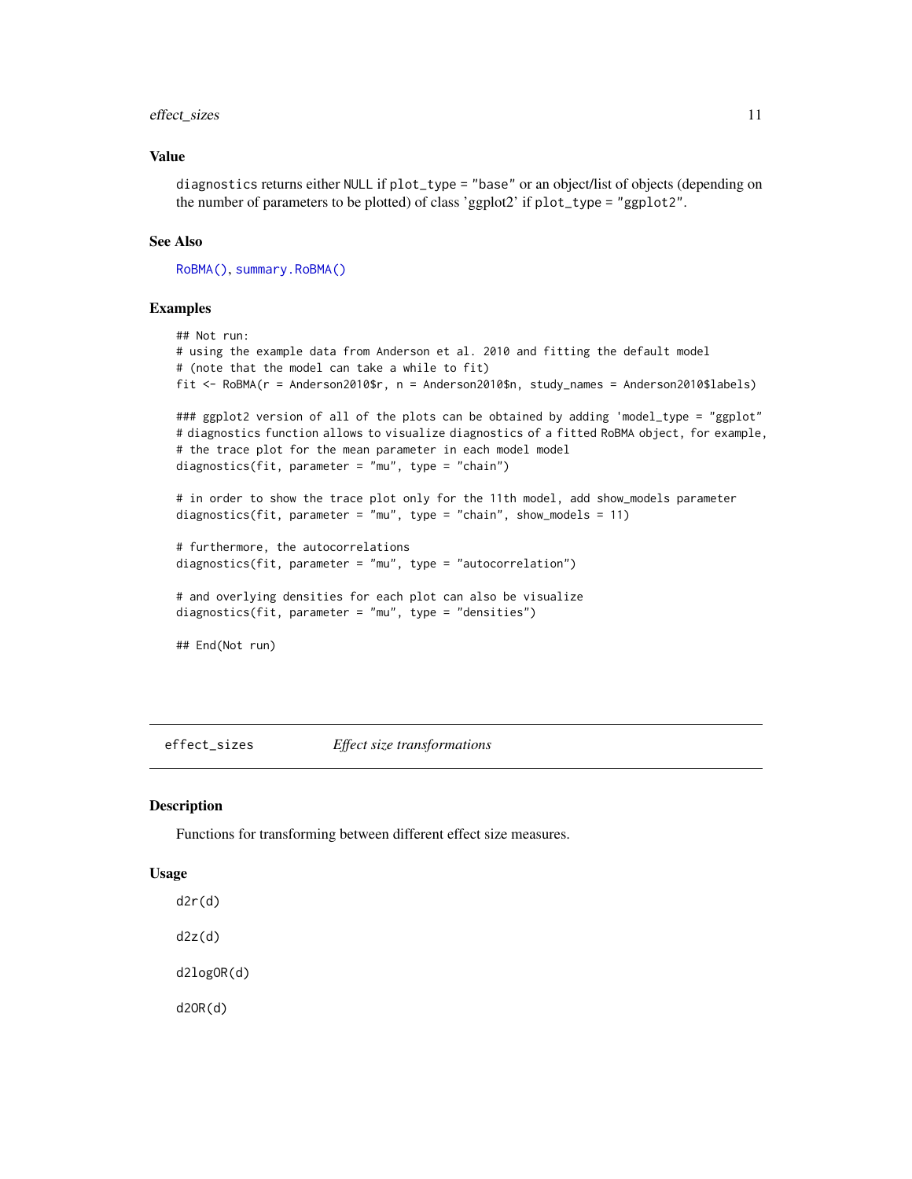## Value

diagnostics returns either NULL if plot_type = "base" or an object/list of objects (depending on the number of parameters to be plotted) of class 'ggplot2' if plot_type = "ggplot2".

## See Also

RoBMA(), summary.RoBMA()

## Examples

```
## Not run:
# using the example data from Anderson et al. 2010 and fitting the default model
# (note that the model can take a while to fit)
fit <- RoBMA(r = Anderson2010$r, n = Anderson2010$n, study_names = Anderson2010$labels)

### ggplot2 version of all of the plots can be obtained by adding 'model_type = "ggplot"
# diagnostics function allows to visualize diagnostics of a fitted RoBMA object, for example,
# the trace plot for the mean parameter in each model model
diagnostics(fit, parameter = "mu", type = "chain")

# in order to show the trace plot only for the 11th model, add show_models parameter
diagnostics(fit, parameter = "mu", type = "chain", show_models = 11)

# furthermore, the autocorrelations
diagnostics(fit, parameter = "mu", type = "autocorrelation")

# and overlying densities for each plot can also be visualize
diagnostics(fit, parameter = "mu", type = "densities")

## End(Not run)
```

---

# effect_sizes — *Effect size transformations*

## Description

Functions for transforming between different effect size measures.

## Usage

```
d2r(d)

d2z(d)

d2logOR(d)

d2OR(d)
```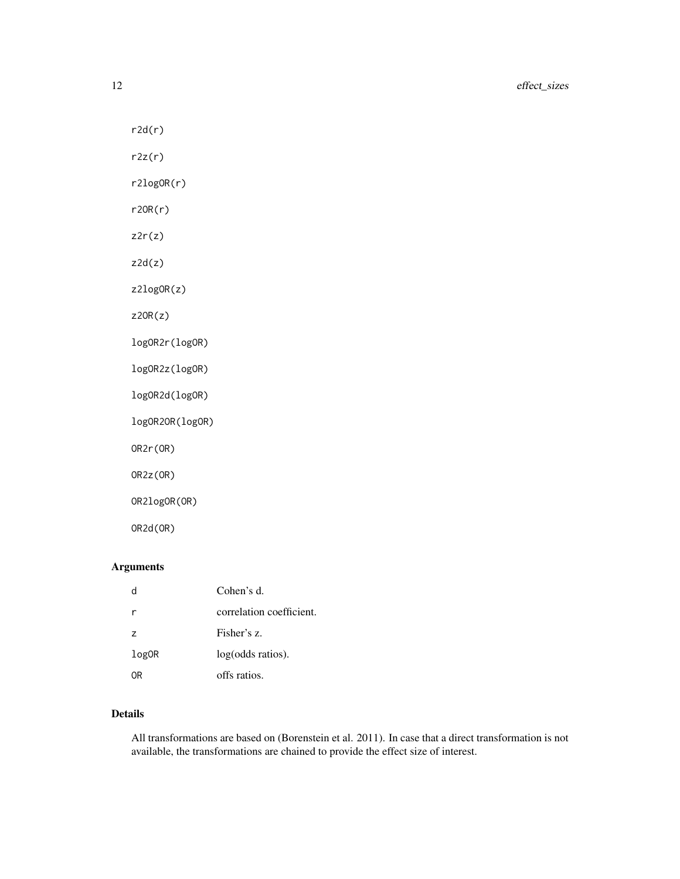```
r2d(r)

r2z(r)

r2logOR(r)

r2OR(r)

z2r(z)

z2d(z)

z2logOR(z)

z2OR(z)

logOR2r(logOR)

logOR2z(logOR)

logOR2d(logOR)

logOR2OR(logOR)

OR2r(OR)

OR2z(OR)

OR2logOR(OR)

OR2d(OR)
```

## Arguments

| | |
|---|---|
| `d` | Cohen's d. |
| `r` | correlation coefficient. |
| `z` | Fisher's z. |
| `logOR` | log(odds ratios). |
| `OR` | offs ratios. |

## Details

All transformations are based on (Borenstein et al. 2011). In case that a direct transformation is not available, the transformations are chained to provide the effect size of interest.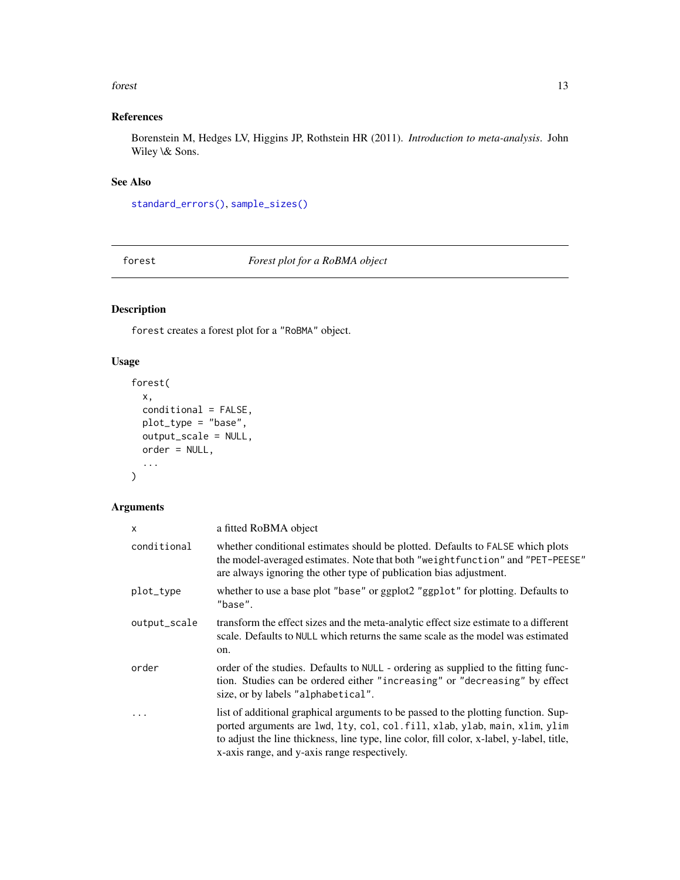### References

Borenstein M, Hedges LV, Higgins JP, Rothstein HR (2011). *Introduction to meta-analysis*. John Wiley \& Sons.

### See Also

`standard_errors()`, `sample_sizes()`

---

## forest — *Forest plot for a RoBMA object*

---

### Description

`forest` creates a forest plot for a `"RoBMA"` object.

### Usage

```
forest(
  x,
  conditional = FALSE,
  plot_type = "base",
  output_scale = NULL,
  order = NULL,
  ...
)
```

### Arguments

| | |
|---|---|
| `x` | a fitted RoBMA object |
| `conditional` | whether conditional estimates should be plotted. Defaults to `FALSE` which plots the model-averaged estimates. Note that both `"weightfunction"` and `"PET-PEESE"` are always ignoring the other type of publication bias adjustment. |
| `plot_type` | whether to use a base plot `"base"` or ggplot2 `"ggplot"` for plotting. Defaults to `"base"`. |
| `output_scale` | transform the effect sizes and the meta-analytic effect size estimate to a different scale. Defaults to `NULL` which returns the same scale as the model was estimated on. |
| `order` | order of the studies. Defaults to `NULL` - ordering as supplied to the fitting function. Studies can be ordered either `"increasing"` or `"decreasing"` by effect size, or by labels `"alphabetical"`. |
| `...` | list of additional graphical arguments to be passed to the plotting function. Supported arguments are `lwd`, `lty`, `col`, `col.fill`, `xlab`, `ylab`, `main`, `xlim`, `ylim` to adjust the line thickness, line type, line color, fill color, x-label, y-label, title, x-axis range, and y-axis range respectively. |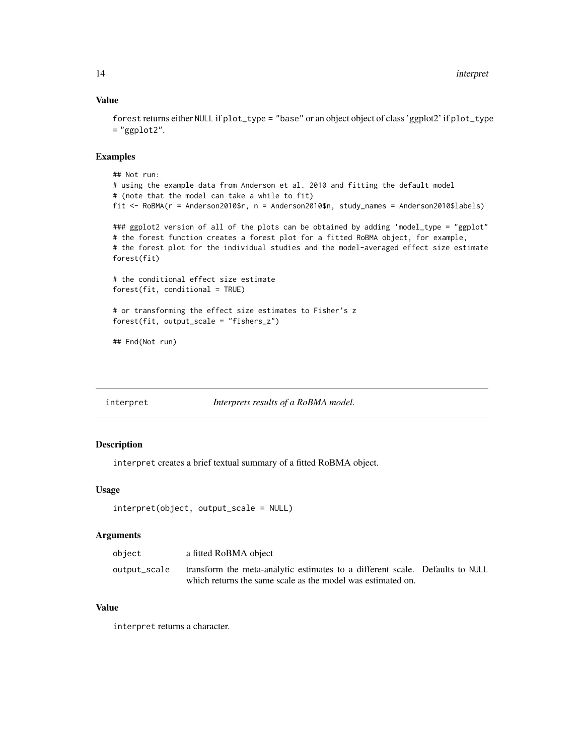### Value

`forest` returns either `NULL` if `plot_type = "base"` or an object object of class 'ggplot2' if `plot_type = "ggplot2"`.

### Examples

```
## Not run:
# using the example data from Anderson et al. 2010 and fitting the default model
# (note that the model can take a while to fit)
fit <- RoBMA(r = Anderson2010$r, n = Anderson2010$n, study_names = Anderson2010$labels)

### ggplot2 version of all of the plots can be obtained by adding 'model_type = "ggplot"
# the forest function creates a forest plot for a fitted RoBMA object, for example,
# the forest plot for the individual studies and the model-averaged effect size estimate
forest(fit)

# the conditional effect size estimate
forest(fit, conditional = TRUE)

# or transforming the effect size estimates to Fisher's z
forest(fit, output_scale = "fishers_z")

## End(Not run)
```

---

## interpret — *Interprets results of a RoBMA model.*

### Description

`interpret` creates a brief textual summary of a fitted RoBMA object.

### Usage

```
interpret(object, output_scale = NULL)
```

### Arguments

| | |
|---|---|
| `object` | a fitted RoBMA object |
| `output_scale` | transform the meta-analytic estimates to a different scale. Defaults to `NULL` which returns the same scale as the model was estimated on. |

### Value

`interpret` returns a character.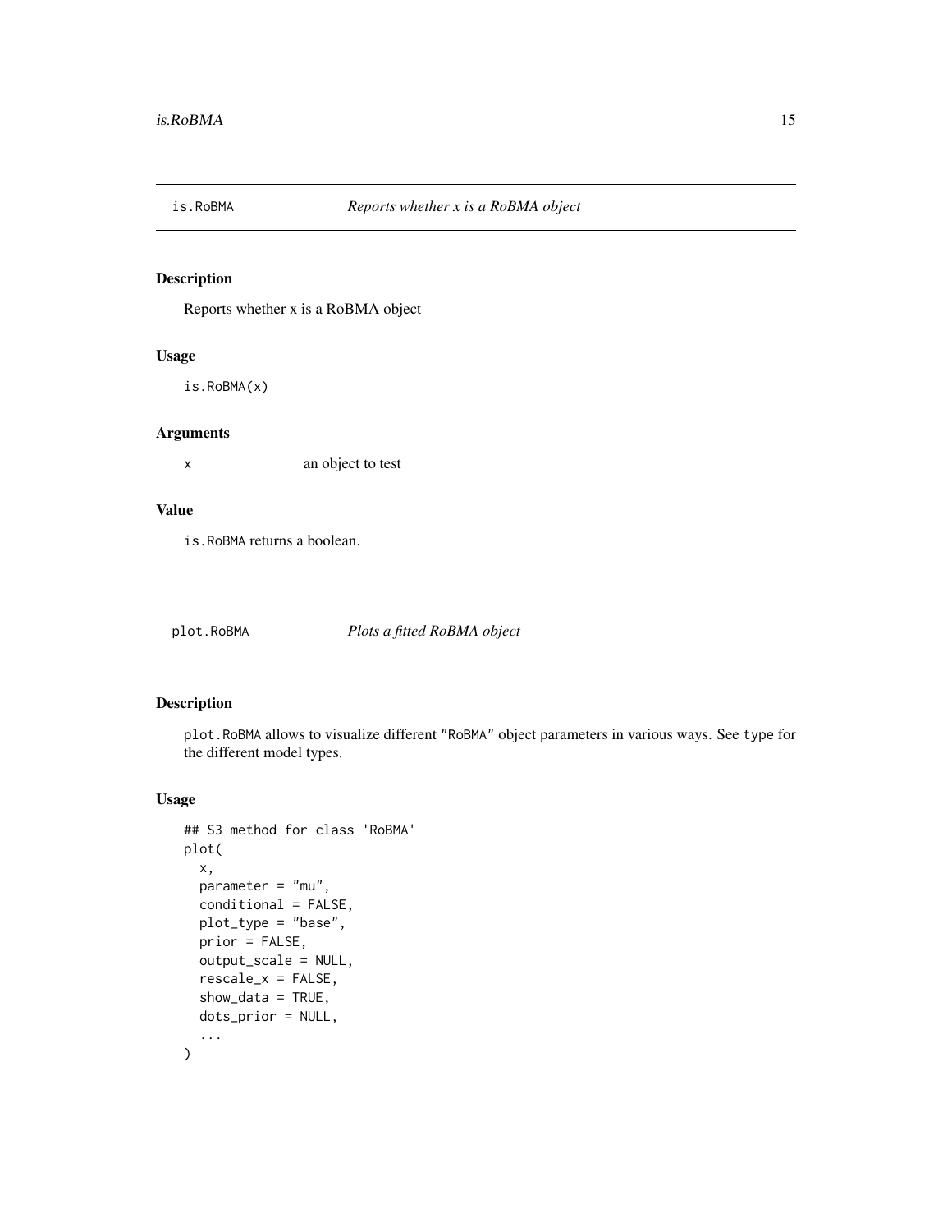## is.RoBMA — *Reports whether x is a RoBMA object*

### Description

Reports whether x is a RoBMA object

### Usage

```
is.RoBMA(x)
```

### Arguments

| | |
|---|---|
| x | an object to test |

### Value

is.RoBMA returns a boolean.

## plot.RoBMA — *Plots a fitted RoBMA object*

### Description

plot.RoBMA allows to visualize different "RoBMA" object parameters in various ways. See type for the different model types.

### Usage

```
## S3 method for class 'RoBMA'
plot(
  x,
  parameter = "mu",
  conditional = FALSE,
  plot_type = "base",
  prior = FALSE,
  output_scale = NULL,
  rescale_x = FALSE,
  show_data = TRUE,
  dots_prior = NULL,
  ...
)
```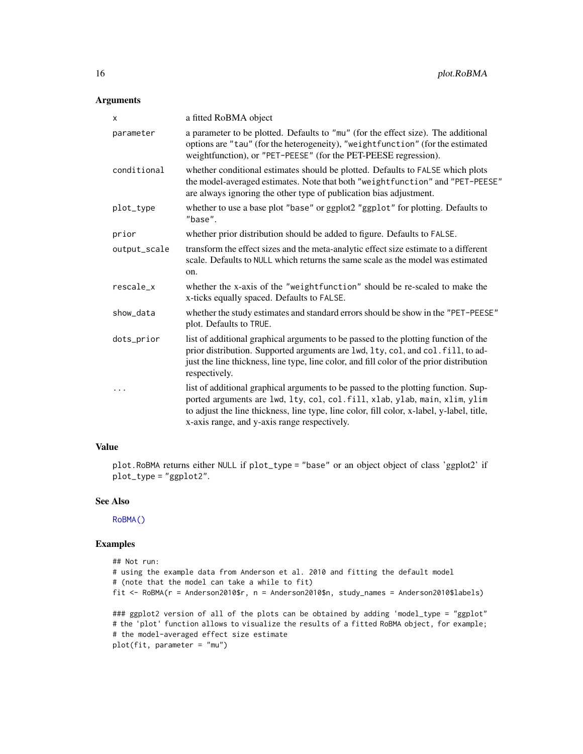## Arguments

| | |
|---|---|
| `x` | a fitted RoBMA object |
| `parameter` | a parameter to be plotted. Defaults to `"mu"` (for the effect size). The additional options are `"tau"` (for the heterogeneity), `"weightfunction"` (for the estimated weightfunction), or `"PET-PEESE"` (for the PET-PEESE regression). |
| `conditional` | whether conditional estimates should be plotted. Defaults to `FALSE` which plots the model-averaged estimates. Note that both `"weightfunction"` and `"PET-PEESE"` are always ignoring the other type of publication bias adjustment. |
| `plot_type` | whether to use a base plot `"base"` or ggplot2 `"ggplot"` for plotting. Defaults to `"base"`. |
| `prior` | whether prior distribution should be added to figure. Defaults to `FALSE`. |
| `output_scale` | transform the effect sizes and the meta-analytic effect size estimate to a different scale. Defaults to `NULL` which returns the same scale as the model was estimated on. |
| `rescale_x` | whether the x-axis of the `"weightfunction"` should be re-scaled to make the x-ticks equally spaced. Defaults to `FALSE`. |
| `show_data` | whether the study estimates and standard errors should be show in the `"PET-PEESE"` plot. Defaults to `TRUE`. |
| `dots_prior` | list of additional graphical arguments to be passed to the plotting function of the prior distribution. Supported arguments are `lwd`, `lty`, `col`, and `col.fill`, to adjust the line thickness, line type, line color, and fill color of the prior distribution respectively. |
| `...` | list of additional graphical arguments to be passed to the plotting function. Supported arguments are `lwd`, `lty`, `col`, `col.fill`, `xlab`, `ylab`, `main`, `xlim`, `ylim` to adjust the line thickness, line type, line color, fill color, x-label, y-label, title, x-axis range, and y-axis range respectively. |

## Value

`plot.RoBMA` returns either `NULL` if `plot_type = "base"` or an object object of class 'ggplot2' if `plot_type = "ggplot2"`.

## See Also

`RoBMA()`

## Examples

```
## Not run:
# using the example data from Anderson et al. 2010 and fitting the default model
# (note that the model can take a while to fit)
fit <- RoBMA(r = Anderson2010$r, n = Anderson2010$n, study_names = Anderson2010$labels)

### ggplot2 version of all of the plots can be obtained by adding 'model_type = "ggplot"
# the 'plot' function allows to visualize the results of a fitted RoBMA object, for example;
# the model-averaged effect size estimate
plot(fit, parameter = "mu")
```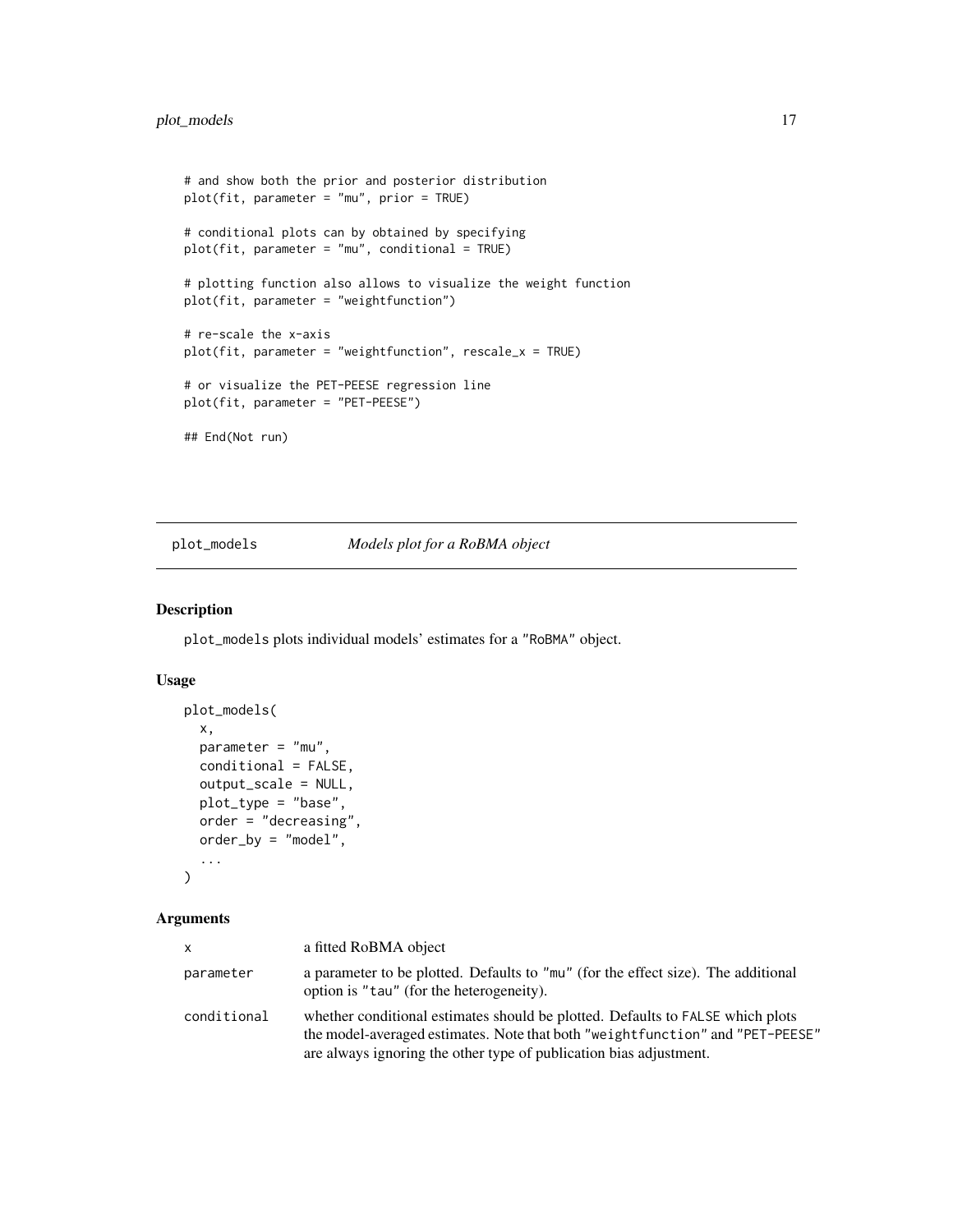```
# and show both the prior and posterior distribution
plot(fit, parameter = "mu", prior = TRUE)

# conditional plots can by obtained by specifying
plot(fit, parameter = "mu", conditional = TRUE)

# plotting function also allows to visualize the weight function
plot(fit, parameter = "weightfunction")

# re-scale the x-axis
plot(fit, parameter = "weightfunction", rescale_x = TRUE)

# or visualize the PET-PEESE regression line
plot(fit, parameter = "PET-PEESE")

## End(Not run)
```

---

## plot_models *Models plot for a RoBMA object*

---

### Description

`plot_models` plots individual models' estimates for a "RoBMA" object.

### Usage

```
plot_models(
  x,
  parameter = "mu",
  conditional = FALSE,
  output_scale = NULL,
  plot_type = "base",
  order = "decreasing",
  order_by = "model",
  ...
)
```

### Arguments

| | |
|---|---|
| x | a fitted RoBMA object |
| parameter | a parameter to be plotted. Defaults to "mu" (for the effect size). The additional option is "tau" (for the heterogeneity). |
| conditional | whether conditional estimates should be plotted. Defaults to FALSE which plots the model-averaged estimates. Note that both "weightfunction" and "PET-PEESE" are always ignoring the other type of publication bias adjustment. |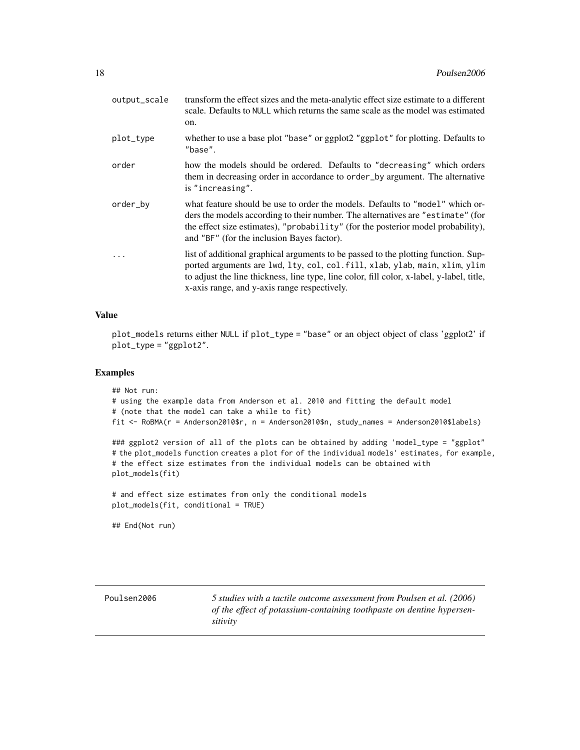| | |
|---|---|
| output_scale | transform the effect sizes and the meta-analytic effect size estimate to a different scale. Defaults to NULL which returns the same scale as the model was estimated on. |
| plot_type | whether to use a base plot "base" or ggplot2 "ggplot" for plotting. Defaults to "base". |
| order | how the models should be ordered. Defaults to "decreasing" which orders them in decreasing order in accordance to order_by argument. The alternative is "increasing". |
| order_by | what feature should be use to order the models. Defaults to "model" which orders the models according to their number. The alternatives are "estimate" (for the effect size estimates), "probability" (for the posterior model probability), and "BF" (for the inclusion Bayes factor). |
| ... | list of additional graphical arguments to be passed to the plotting function. Supported arguments are lwd, lty, col, col.fill, xlab, ylab, main, xlim, ylim to adjust the line thickness, line type, line color, fill color, x-label, y-label, title, x-axis range, and y-axis range respectively. |

## Value

plot_models returns either NULL if plot_type = "base" or an object object of class 'ggplot2' if plot_type = "ggplot2".

## Examples

```
## Not run:
# using the example data from Anderson et al. 2010 and fitting the default model
# (note that the model can take a while to fit)
fit <- RoBMA(r = Anderson2010$r, n = Anderson2010$n, study_names = Anderson2010$labels)

### ggplot2 version of all of the plots can be obtained by adding 'model_type = "ggplot"
# the plot_models function creates a plot for of the individual models' estimates, for example,
# the effect size estimates from the individual models can be obtained with
plot_models(fit)

# and effect size estimates from only the conditional models
plot_models(fit, conditional = TRUE)

## End(Not run)
```

---

# Poulsen2006 — *5 studies with a tactile outcome assessment from Poulsen et al. (2006) of the effect of potassium-containing toothpaste on dentine hypersensitivity*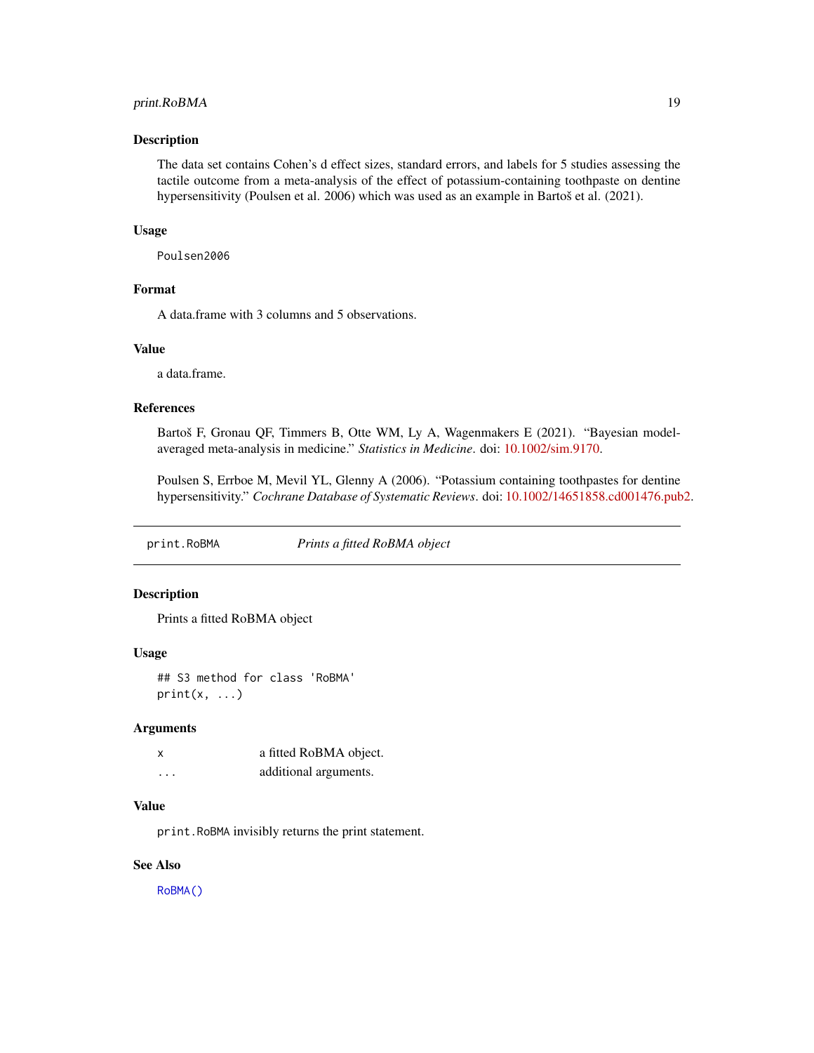### Description

The data set contains Cohen's d effect sizes, standard errors, and labels for 5 studies assessing the tactile outcome from a meta-analysis of the effect of potassium-containing toothpaste on dentine hypersensitivity (Poulsen et al. 2006) which was used as an example in Bartoš et al. (2021).

### Usage

```
Poulsen2006
```

### Format

A data.frame with 3 columns and 5 observations.

### Value

a data.frame.

### References

Bartoš F, Gronau QF, Timmers B, Otte WM, Ly A, Wagenmakers E (2021). "Bayesian model-averaged meta-analysis in medicine." *Statistics in Medicine*. doi: 10.1002/sim.9170.

Poulsen S, Errboe M, Mevil YL, Glenny A (2006). "Potassium containing toothpastes for dentine hypersensitivity." *Cochrane Database of Systematic Reviews*. doi: 10.1002/14651858.cd001476.pub2.

---

## print.RoBMA — *Prints a fitted RoBMA object*

---

### Description

Prints a fitted RoBMA object

### Usage

```
## S3 method for class 'RoBMA'
print(x, ...)
```

### Arguments

| | |
|---|---|
| x | a fitted RoBMA object. |
| ... | additional arguments. |

### Value

`print.RoBMA` invisibly returns the print statement.

### See Also

`RoBMA()`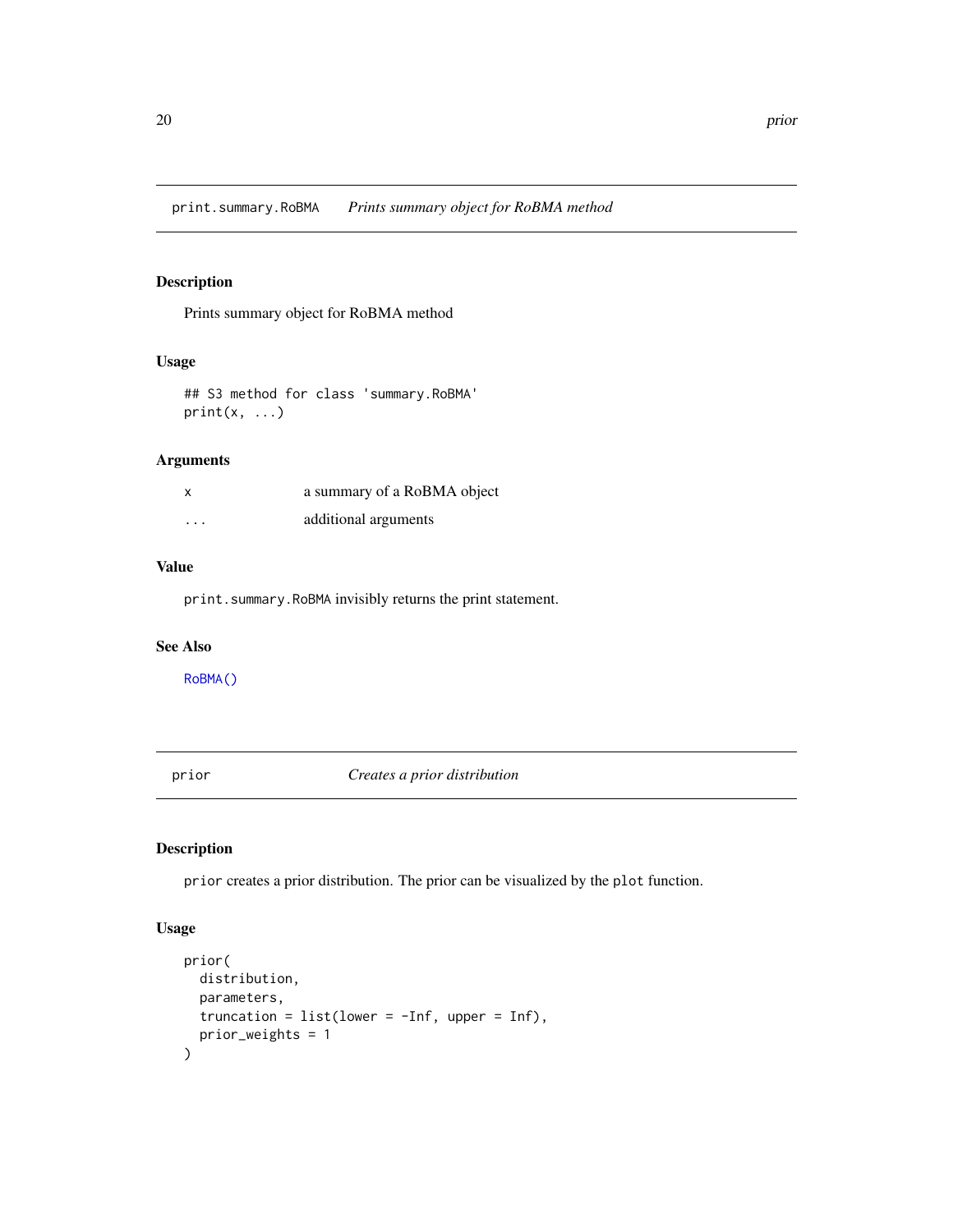## print.summary.RoBMA &nbsp;&nbsp;&nbsp; *Prints summary object for RoBMA method*

### Description

Prints summary object for RoBMA method

### Usage

```
## S3 method for class 'summary.RoBMA'
print(x, ...)
```

### Arguments

| | |
|---|---|
| `x` | a summary of a RoBMA object |
| `...` | additional arguments |

### Value

`print.summary.RoBMA` invisibly returns the print statement.

### See Also

`RoBMA()`

## prior &nbsp;&nbsp;&nbsp; *Creates a prior distribution*

### Description

`prior` creates a prior distribution. The prior can be visualized by the `plot` function.

### Usage

```
prior(
  distribution,
  parameters,
  truncation = list(lower = -Inf, upper = Inf),
  prior_weights = 1
)
```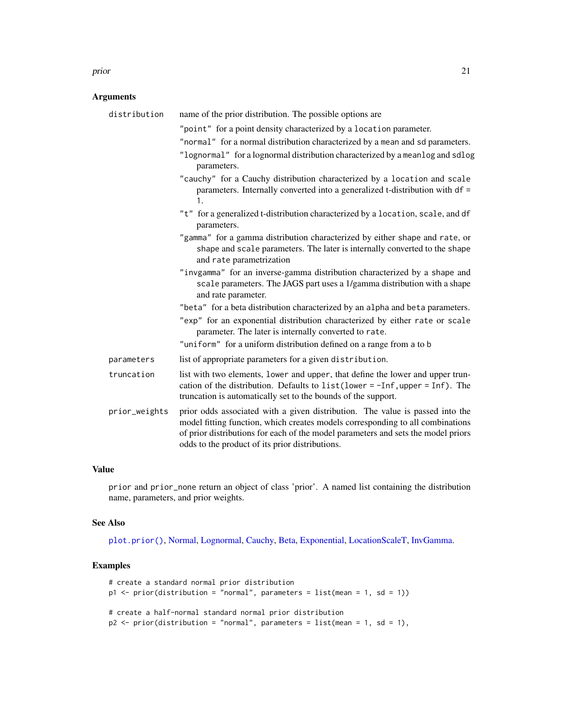## Arguments

**distribution** name of the prior distribution. The possible options are

- `"point"` for a point density characterized by a `location` parameter.
- `"normal"` for a normal distribution characterized by a `mean` and `sd` parameters.
- `"lognormal"` for a lognormal distribution characterized by a `meanlog` and `sdlog` parameters.
- `"cauchy"` for a Cauchy distribution characterized by a `location` and `scale` parameters. Internally converted into a generalized t-distribution with `df = 1`.
- `"t"` for a generalized t-distribution characterized by a `location`, `scale`, and `df` parameters.
- `"gamma"` for a gamma distribution characterized by either `shape` and `rate`, or `shape` and `scale` parameters. The later is internally converted to the `shape` and `rate` parametrization
- `"invgamma"` for an inverse-gamma distribution characterized by a `shape` and `scale` parameters. The JAGS part uses a 1/gamma distribution with a shape and rate parameter.
- `"beta"` for a beta distribution characterized by an `alpha` and `beta` parameters.
- `"exp"` for an exponential distribution characterized by either `rate` or `scale` parameter. The later is internally converted to `rate`.
- `"uniform"` for a uniform distribution defined on a range from `a` to `b`

**parameters** list of appropriate parameters for a given `distribution`.

**truncation** list with two elements, `lower` and `upper`, that define the lower and upper truncation of the distribution. Defaults to `list(lower = -Inf,upper = Inf)`. The truncation is automatically set to the bounds of the support.

**prior_weights** prior odds associated with a given distribution. The value is passed into the model fitting function, which creates models corresponding to all combinations of prior distributions for each of the model parameters and sets the model priors odds to the product of its prior distributions.

## Value

`prior` and `prior_none` return an object of class 'prior'. A named list containing the distribution name, parameters, and prior weights.

## See Also

`plot.prior()`, Normal, Lognormal, Cauchy, Beta, Exponential, LocationScaleT, InvGamma.

## Examples

```
# create a standard normal prior distribution
p1 <- prior(distribution = "normal", parameters = list(mean = 1, sd = 1))

# create a half-normal standard normal prior distribution
p2 <- prior(distribution = "normal", parameters = list(mean = 1, sd = 1),
```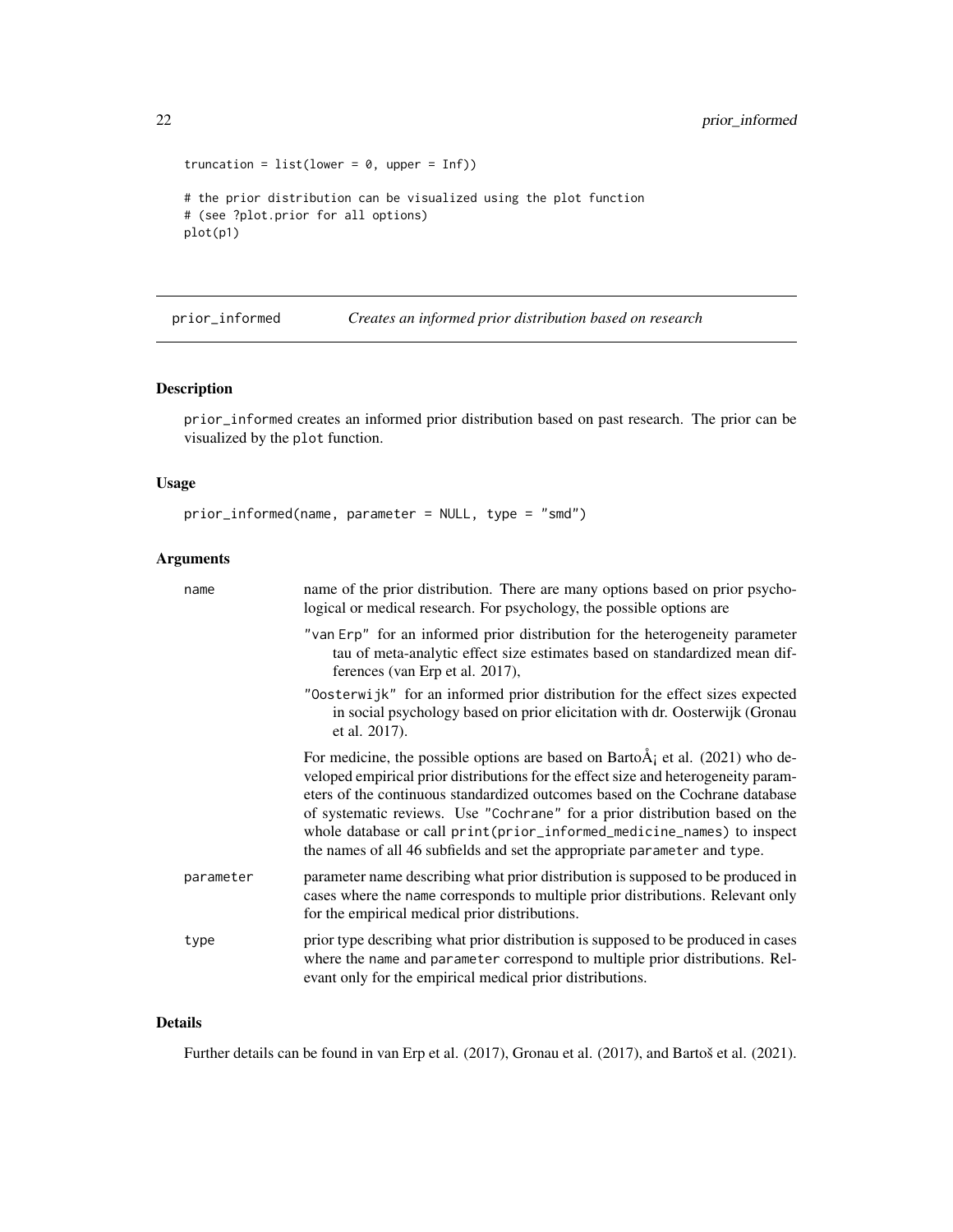```
truncation = list(lower = 0, upper = Inf))

# the prior distribution can be visualized using the plot function
# (see ?plot.prior for all options)
plot(p1)
```

---

## prior_informed *Creates an informed prior distribution based on research*

### Description

prior_informed creates an informed prior distribution based on past research. The prior can be visualized by the plot function.

### Usage

```
prior_informed(name, parameter = NULL, type = "smd")
```

### Arguments

name
: name of the prior distribution. There are many options based on prior psychological or medical research. For psychology, the possible options are

  "van Erp" for an informed prior distribution for the heterogeneity parameter tau of meta-analytic effect size estimates based on standardized mean differences (van Erp et al. 2017),

  "Oosterwijk" for an informed prior distribution for the effect sizes expected in social psychology based on prior elicitation with dr. Oosterwijk (Gronau et al. 2017).

  For medicine, the possible options are based on BartoÅ¡ et al. (2021) who developed empirical prior distributions for the effect size and heterogeneity parameters of the continuous standardized outcomes based on the Cochrane database of systematic reviews. Use "Cochrane" for a prior distribution based on the whole database or call print(prior_informed_medicine_names) to inspect the names of all 46 subfields and set the appropriate parameter and type.

parameter
: parameter name describing what prior distribution is supposed to be produced in cases where the name corresponds to multiple prior distributions. Relevant only for the empirical medical prior distributions.

type
: prior type describing what prior distribution is supposed to be produced in cases where the name and parameter correspond to multiple prior distributions. Relevant only for the empirical medical prior distributions.

### Details

Further details can be found in van Erp et al. (2017), Gronau et al. (2017), and Bartoš et al. (2021).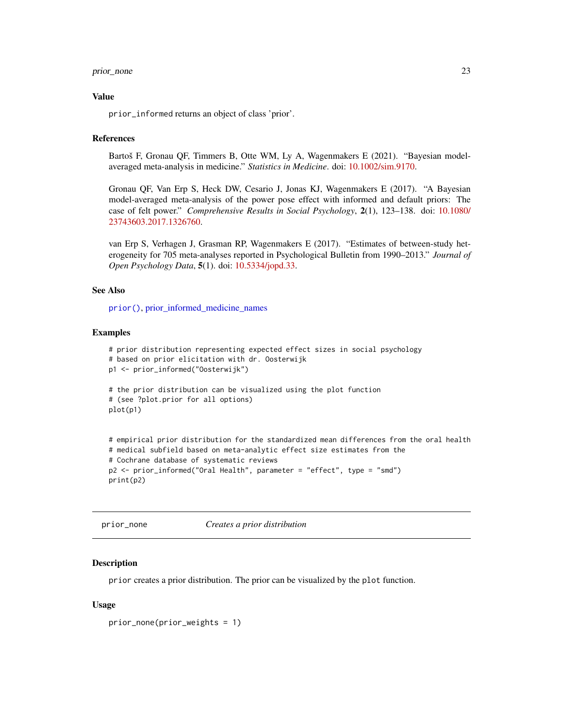## Value

`prior_informed` returns an object of class 'prior'.

## References

Bartoš F, Gronau QF, Timmers B, Otte WM, Ly A, Wagenmakers E (2021). "Bayesian model-averaged meta-analysis in medicine." *Statistics in Medicine*. doi: 10.1002/sim.9170.

Gronau QF, Van Erp S, Heck DW, Cesario J, Jonas KJ, Wagenmakers E (2017). "A Bayesian model-averaged meta-analysis of the power pose effect with informed and default priors: The case of felt power." *Comprehensive Results in Social Psychology*, **2**(1), 123–138. doi: 10.1080/23743603.2017.1326760.

van Erp S, Verhagen J, Grasman RP, Wagenmakers E (2017). "Estimates of between-study heterogeneity for 705 meta-analyses reported in Psychological Bulletin from 1990–2013." *Journal of Open Psychology Data*, **5**(1). doi: 10.5334/jopd.33.

## See Also

`prior()`, prior_informed_medicine_names

## Examples

```
# prior distribution representing expected effect sizes in social psychology
# based on prior elicitation with dr. Oosterwijk
p1 <- prior_informed("Oosterwijk")

# the prior distribution can be visualized using the plot function
# (see ?plot.prior for all options)
plot(p1)


# empirical prior distribution for the standardized mean differences from the oral health
# medical subfield based on meta-analytic effect size estimates from the
# Cochrane database of systematic reviews
p2 <- prior_informed("Oral Health", parameter = "effect", type = "smd")
print(p2)
```

---

# prior_none — *Creates a prior distribution*

## Description

`prior` creates a prior distribution. The prior can be visualized by the `plot` function.

## Usage

```
prior_none(prior_weights = 1)
```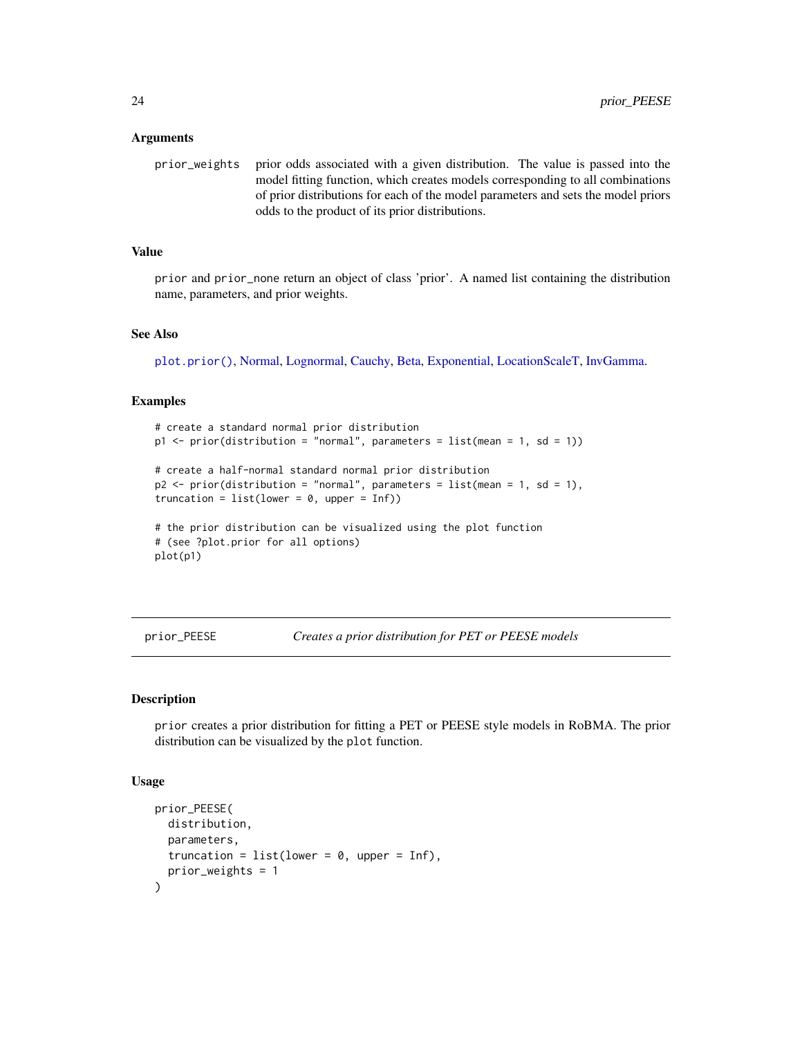### Arguments

`prior_weights` prior odds associated with a given distribution. The value is passed into the model fitting function, which creates models corresponding to all combinations of prior distributions for each of the model parameters and sets the model priors odds to the product of its prior distributions.

### Value

`prior` and `prior_none` return an object of class 'prior'. A named list containing the distribution name, parameters, and prior weights.

### See Also

`plot.prior()`, Normal, Lognormal, Cauchy, Beta, Exponential, LocationScaleT, InvGamma.

### Examples

```
# create a standard normal prior distribution
p1 <- prior(distribution = "normal", parameters = list(mean = 1, sd = 1))

# create a half-normal standard normal prior distribution
p2 <- prior(distribution = "normal", parameters = list(mean = 1, sd = 1),
truncation = list(lower = 0, upper = Inf))

# the prior distribution can be visualized using the plot function
# (see ?plot.prior for all options)
plot(p1)
```

---

## prior_PEESE — *Creates a prior distribution for PET or PEESE models*

### Description

`prior` creates a prior distribution for fitting a PET or PEESE style models in RoBMA. The prior distribution can be visualized by the `plot` function.

### Usage

```
prior_PEESE(
  distribution,
  parameters,
  truncation = list(lower = 0, upper = Inf),
  prior_weights = 1
)
```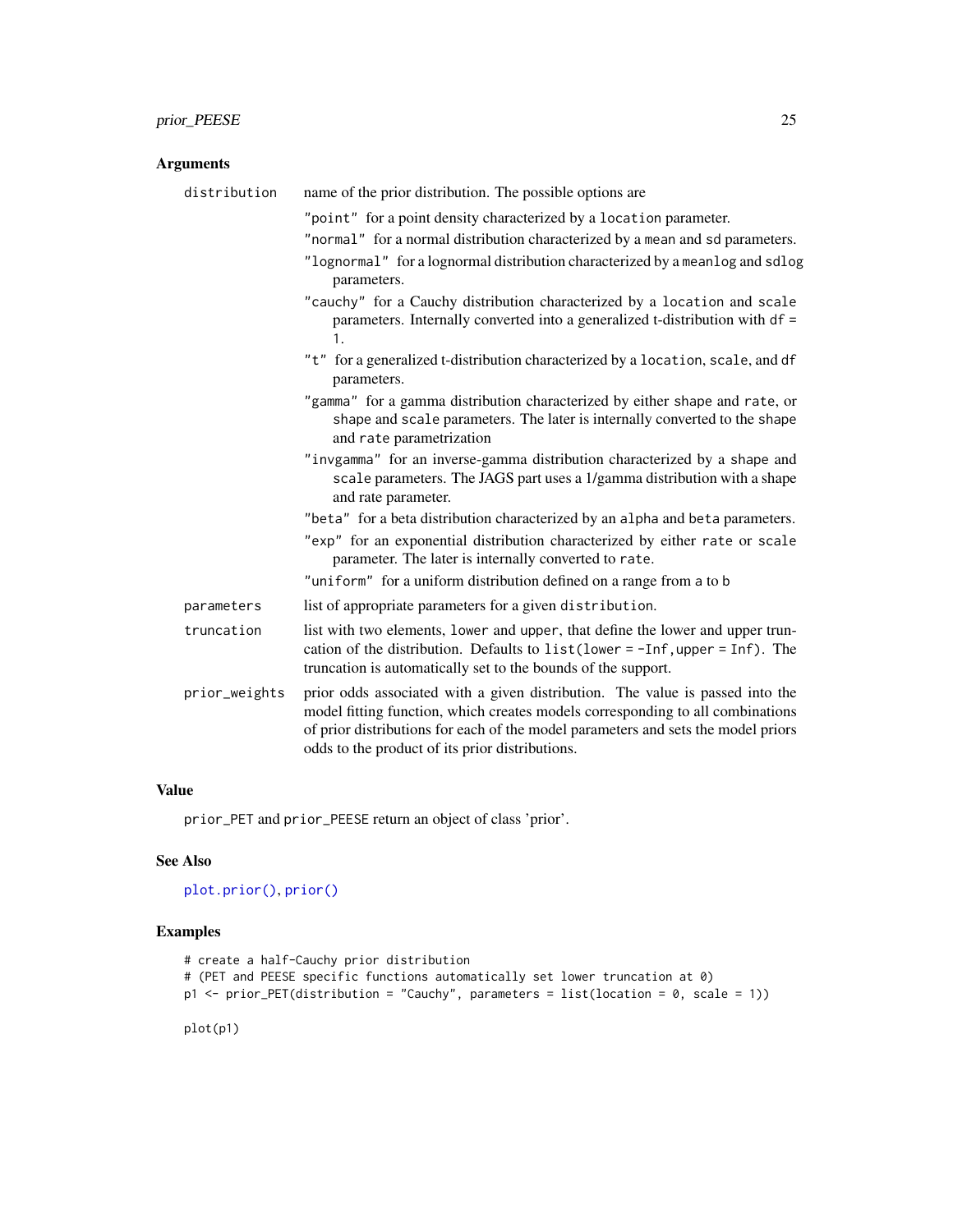## Arguments

| | |
|---|---|
| `distribution` | name of the prior distribution. The possible options are<br>`"point"` for a point density characterized by a `location` parameter.<br>`"normal"` for a normal distribution characterized by a `mean` and `sd` parameters.<br>`"lognormal"` for a lognormal distribution characterized by a `meanlog` and `sdlog` parameters.<br>`"cauchy"` for a Cauchy distribution characterized by a `location` and `scale` parameters. Internally converted into a generalized t-distribution with `df = 1`.<br>`"t"` for a generalized t-distribution characterized by a `location`, `scale`, and `df` parameters.<br>`"gamma"` for a gamma distribution characterized by either `shape` and `rate`, or `shape` and `scale` parameters. The later is internally converted to the `shape` and `rate` parametrization<br>`"invgamma"` for an inverse-gamma distribution characterized by a `shape` and `scale` parameters. The JAGS part uses a 1/gamma distribution with a shape and rate parameter.<br>`"beta"` for a beta distribution characterized by an `alpha` and `beta` parameters.<br>`"exp"` for an exponential distribution characterized by either `rate` or `scale` parameter. The later is internally converted to `rate`.<br>`"uniform"` for a uniform distribution defined on a range from `a` to `b` |
| `parameters` | list of appropriate parameters for a given `distribution`. |
| `truncation` | list with two elements, `lower` and `upper`, that define the lower and upper truncation of the distribution. Defaults to `list(lower = -Inf, upper = Inf)`. The truncation is automatically set to the bounds of the support. |
| `prior_weights` | prior odds associated with a given distribution. The value is passed into the model fitting function, which creates models corresponding to all combinations of prior distributions for each of the model parameters and sets the model priors odds to the product of its prior distributions. |

## Value

`prior_PET` and `prior_PEESE` return an object of class 'prior'.

## See Also

`plot.prior()`, `prior()`

## Examples

```
# create a half-Cauchy prior distribution
# (PET and PEESE specific functions automatically set lower truncation at 0)
p1 <- prior_PET(distribution = "Cauchy", parameters = list(location = 0, scale = 1))

plot(p1)
```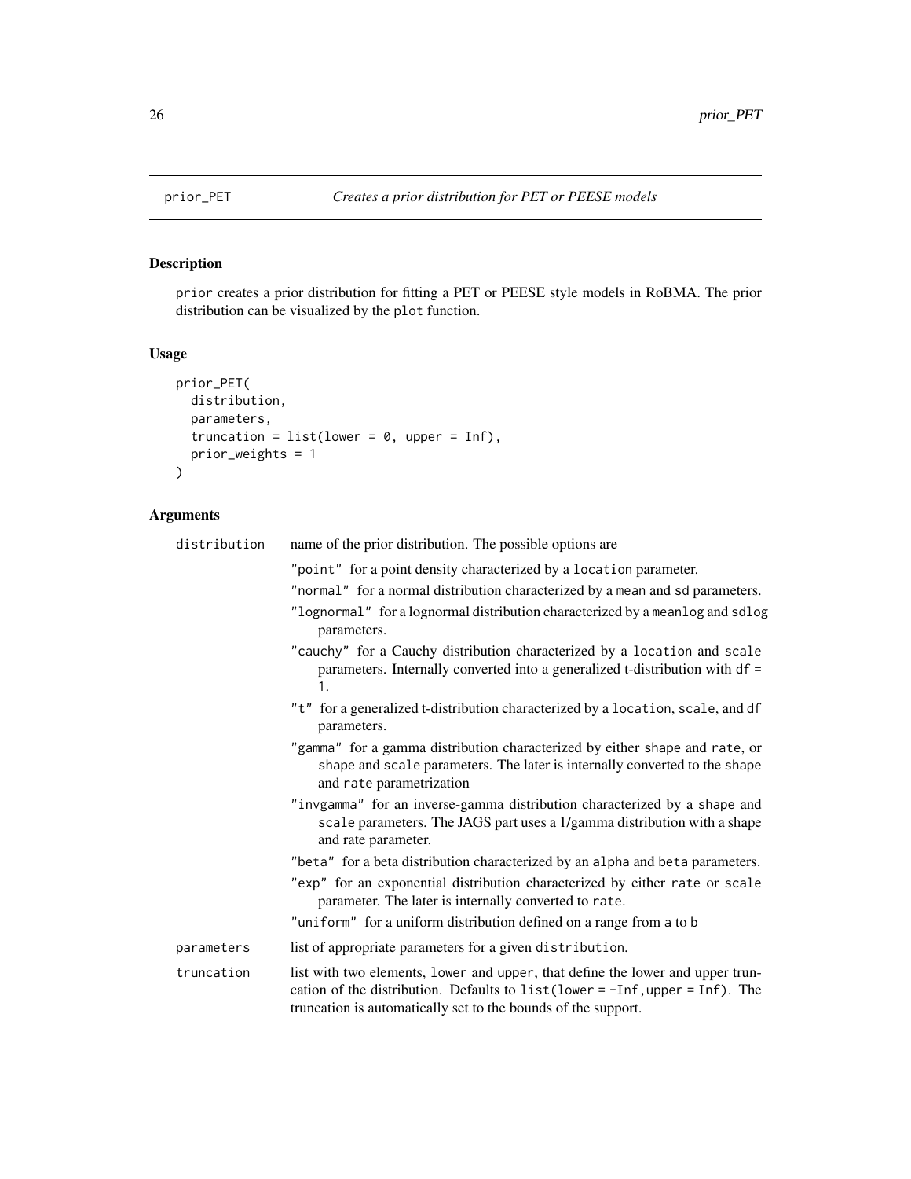prior_PET *Creates a prior distribution for PET or PEESE models*

## Description

prior creates a prior distribution for fitting a PET or PEESE style models in RoBMA. The prior distribution can be visualized by the plot function.

## Usage

```
prior_PET(
  distribution,
  parameters,
  truncation = list(lower = 0, upper = Inf),
  prior_weights = 1
)
```

## Arguments

**distribution** name of the prior distribution. The possible options are

- "point" for a point density characterized by a location parameter.
- "normal" for a normal distribution characterized by a mean and sd parameters.
- "lognormal" for a lognormal distribution characterized by a meanlog and sdlog parameters.
- "cauchy" for a Cauchy distribution characterized by a location and scale parameters. Internally converted into a generalized t-distribution with df = 1.
- "t" for a generalized t-distribution characterized by a location, scale, and df parameters.
- "gamma" for a gamma distribution characterized by either shape and rate, or shape and scale parameters. The later is internally converted to the shape and rate parametrization
- "invgamma" for an inverse-gamma distribution characterized by a shape and scale parameters. The JAGS part uses a 1/gamma distribution with a shape and rate parameter.
- "beta" for a beta distribution characterized by an alpha and beta parameters.
- "exp" for an exponential distribution characterized by either rate or scale parameter. The later is internally converted to rate.
- "uniform" for a uniform distribution defined on a range from a to b

**parameters** list of appropriate parameters for a given distribution.

**truncation** list with two elements, lower and upper, that define the lower and upper truncation of the distribution. Defaults to list(lower = -Inf, upper = Inf). The truncation is automatically set to the bounds of the support.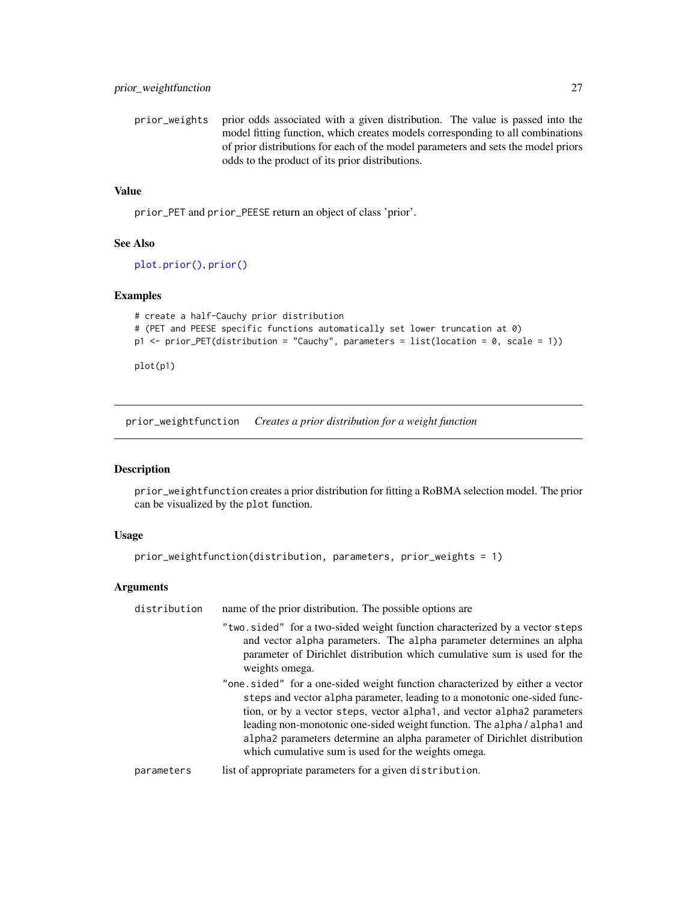prior_weights prior odds associated with a given distribution. The value is passed into the model fitting function, which creates models corresponding to all combinations of prior distributions for each of the model parameters and sets the model priors odds to the product of its prior distributions.

### Value

prior_PET and prior_PEESE return an object of class 'prior'.

### See Also

plot.prior(), prior()

### Examples

```
# create a half-Cauchy prior distribution
# (PET and PEESE specific functions automatically set lower truncation at 0)
p1 <- prior_PET(distribution = "Cauchy", parameters = list(location = 0, scale = 1))

plot(p1)
```

---

## prior_weightfunction *Creates a prior distribution for a weight function*

### Description

prior_weightfunction creates a prior distribution for fitting a RoBMA selection model. The prior can be visualized by the plot function.

### Usage

```
prior_weightfunction(distribution, parameters, prior_weights = 1)
```

### Arguments

distribution name of the prior distribution. The possible options are

- "two.sided" for a two-sided weight function characterized by a vector steps and vector alpha parameters. The alpha parameter determines an alpha parameter of Dirichlet distribution which cumulative sum is used for the weights omega.
- "one.sided" for a one-sided weight function characterized by either a vector steps and vector alpha parameter, leading to a monotonic one-sided function, or by a vector steps, vector alpha1, and vector alpha2 parameters leading non-monotonic one-sided weight function. The alpha / alpha1 and alpha2 parameters determine an alpha parameter of Dirichlet distribution which cumulative sum is used for the weights omega.

parameters list of appropriate parameters for a given distribution.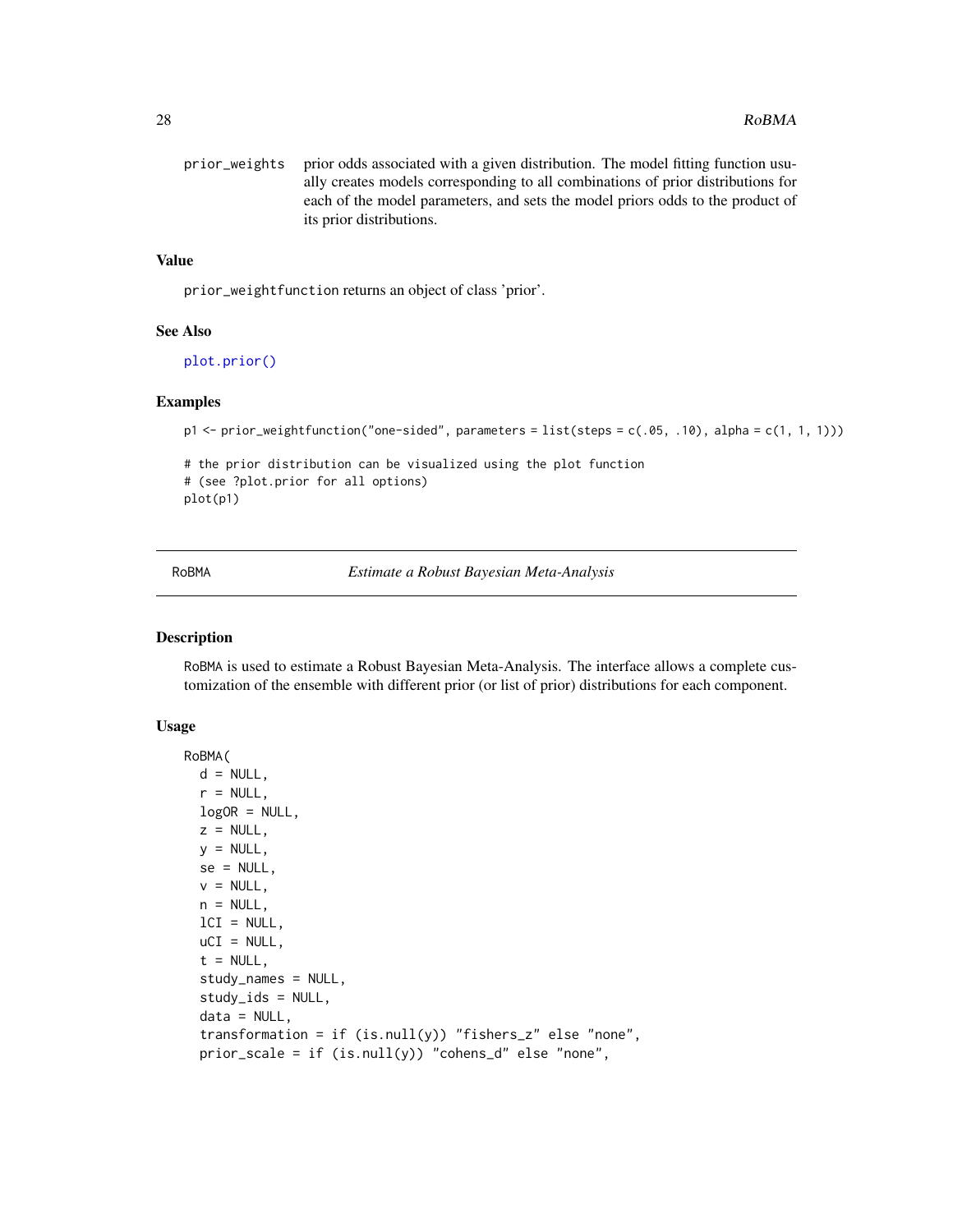prior_weights   prior odds associated with a given distribution. The model fitting function usually creates models corresponding to all combinations of prior distributions for each of the model parameters, and sets the model priors odds to the product of its prior distributions.

## Value

prior_weightfunction returns an object of class 'prior'.

## See Also

plot.prior()

## Examples

```
p1 <- prior_weightfunction("one-sided", parameters = list(steps = c(.05, .10), alpha = c(1, 1, 1)))

# the prior distribution can be visualized using the plot function
# (see ?plot.prior for all options)
plot(p1)
```

---

# RoBMA    *Estimate a Robust Bayesian Meta-Analysis*

## Description

RoBMA is used to estimate a Robust Bayesian Meta-Analysis. The interface allows a complete customization of the ensemble with different prior (or list of prior) distributions for each component.

## Usage

```
RoBMA(
  d = NULL,
  r = NULL,
  logOR = NULL,
  z = NULL,
  y = NULL,
  se = NULL,
  v = NULL,
  n = NULL,
  lCI = NULL,
  uCI = NULL,
  t = NULL,
  study_names = NULL,
  study_ids = NULL,
  data = NULL,
  transformation = if (is.null(y)) "fishers_z" else "none",
  prior_scale = if (is.null(y)) "cohens_d" else "none",
```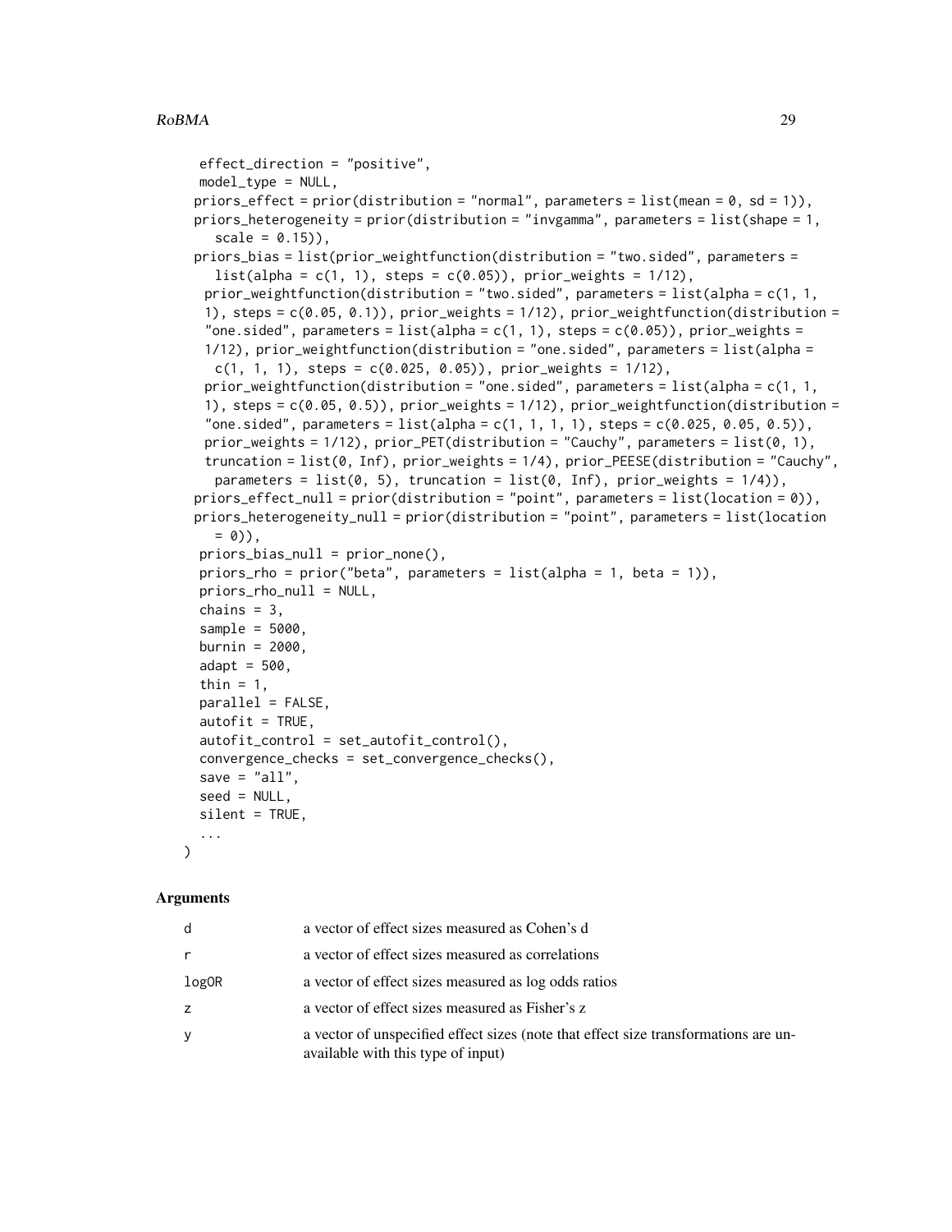```
  effect_direction = "positive",
  model_type = NULL,
  priors_effect = prior(distribution = "normal", parameters = list(mean = 0, sd = 1)),
  priors_heterogeneity = prior(distribution = "invgamma", parameters = list(shape = 1,
    scale = 0.15)),
  priors_bias = list(prior_weightfunction(distribution = "two.sided", parameters =
    list(alpha = c(1, 1), steps = c(0.05)), prior_weights = 1/12),
    prior_weightfunction(distribution = "two.sided", parameters = list(alpha = c(1, 1,
    1), steps = c(0.05, 0.1)), prior_weights = 1/12), prior_weightfunction(distribution =
    "one.sided", parameters = list(alpha = c(1, 1), steps = c(0.05)), prior_weights =
    1/12), prior_weightfunction(distribution = "one.sided", parameters = list(alpha =
    c(1, 1, 1), steps = c(0.025, 0.05)), prior_weights = 1/12),
    prior_weightfunction(distribution = "one.sided", parameters = list(alpha = c(1, 1,
    1), steps = c(0.05, 0.5)), prior_weights = 1/12), prior_weightfunction(distribution =
    "one.sided", parameters = list(alpha = c(1, 1, 1, 1), steps = c(0.025, 0.05, 0.5)),
    prior_weights = 1/12), prior_PET(distribution = "Cauchy", parameters = list(0, 1),
    truncation = list(0, Inf), prior_weights = 1/4), prior_PEESE(distribution = "Cauchy",
    parameters = list(0, 5), truncation = list(0, Inf), prior_weights = 1/4)),
  priors_effect_null = prior(distribution = "point", parameters = list(location = 0)),
  priors_heterogeneity_null = prior(distribution = "point", parameters = list(location
    = 0)),
  priors_bias_null = prior_none(),
  priors_rho = prior("beta", parameters = list(alpha = 1, beta = 1)),
  priors_rho_null = NULL,
  chains = 3,
  sample = 5000,
  burnin = 2000,
  adapt = 500,
  thin = 1,
  parallel = FALSE,
  autofit = TRUE,
  autofit_control = set_autofit_control(),
  convergence_checks = set_convergence_checks(),
  save = "all",
  seed = NULL,
  silent = TRUE,
  ...
)
```

## Arguments

| | |
|---|---|
| d | a vector of effect sizes measured as Cohen's d |
| r | a vector of effect sizes measured as correlations |
| logOR | a vector of effect sizes measured as log odds ratios |
| z | a vector of effect sizes measured as Fisher's z |
| y | a vector of unspecified effect sizes (note that effect size transformations are unavailable with this type of input) |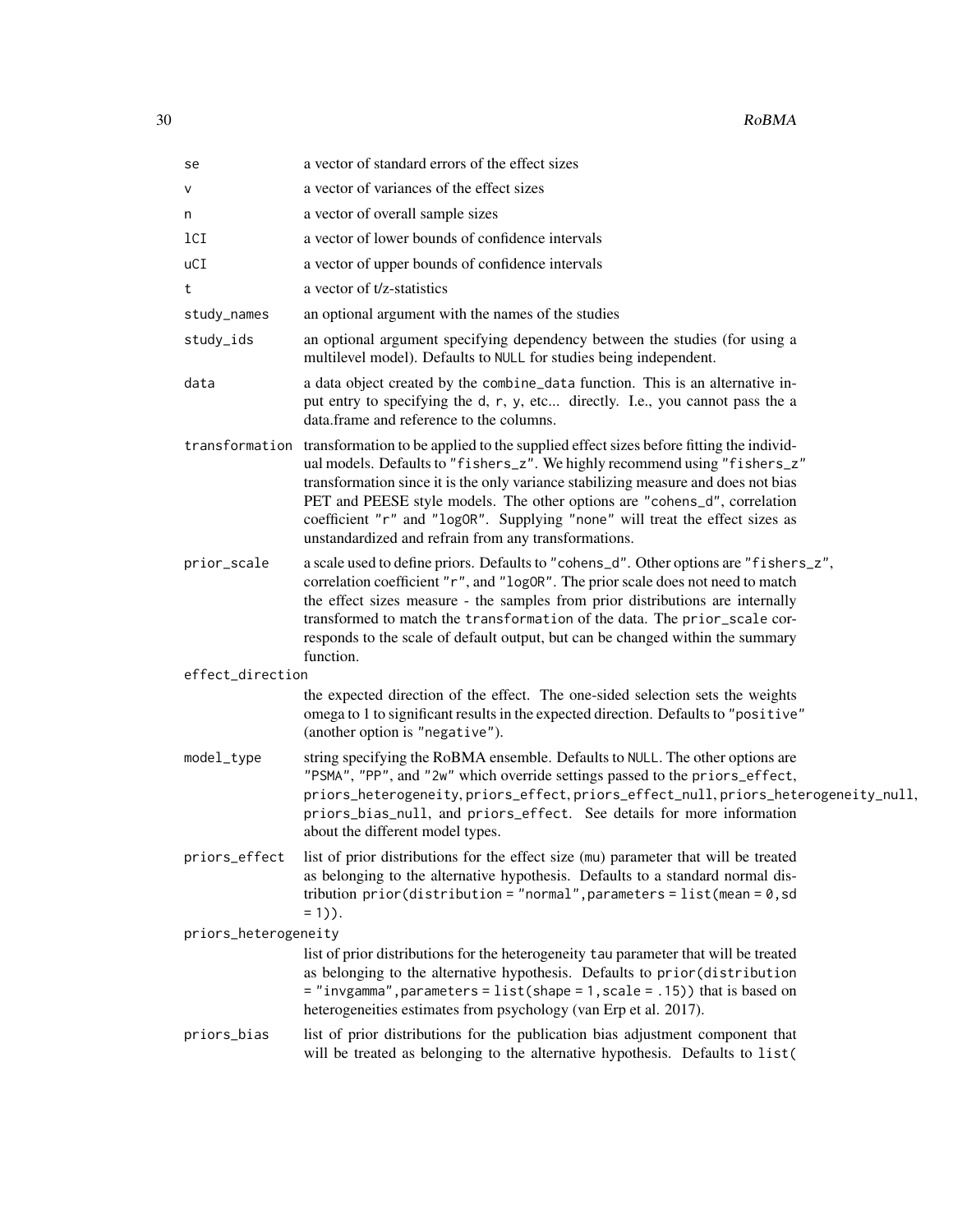| | |
|---|---|
| `se` | a vector of standard errors of the effect sizes |
| `v` | a vector of variances of the effect sizes |
| `n` | a vector of overall sample sizes |
| `lCI` | a vector of lower bounds of confidence intervals |
| `uCI` | a vector of upper bounds of confidence intervals |
| `t` | a vector of t/z-statistics |
| `study_names` | an optional argument with the names of the studies |
| `study_ids` | an optional argument specifying dependency between the studies (for using a multilevel model). Defaults to `NULL` for studies being independent. |
| `data` | a data object created by the `combine_data` function. This is an alternative input entry to specifying the `d`, `r`, `y`, etc... directly. I.e., you cannot pass the a data.frame and reference to the columns. |
| `transformation` | transformation to be applied to the supplied effect sizes before fitting the individual models. Defaults to `"fishers_z"`. We highly recommend using `"fishers_z"` transformation since it is the only variance stabilizing measure and does not bias PET and PEESE style models. The other options are `"cohens_d"`, correlation coefficient `"r"` and `"logOR"`. Supplying `"none"` will treat the effect sizes as unstandardized and refrain from any transformations. |
| `prior_scale` | a scale used to define priors. Defaults to `"cohens_d"`. Other options are `"fishers_z"`, correlation coefficient `"r"`, and `"logOR"`. The prior scale does not need to match the effect sizes measure - the samples from prior distributions are internally transformed to match the `transformation` of the data. The `prior_scale` corresponds to the scale of default output, but can be changed within the summary function. |
| `effect_direction` | the expected direction of the effect. The one-sided selection sets the weights omega to 1 to significant results in the expected direction. Defaults to `"positive"` (another option is `"negative"`). |
| `model_type` | string specifying the RoBMA ensemble. Defaults to `NULL`. The other options are `"PSMA"`, `"PP"`, and `"2w"` which override settings passed to the `priors_effect`, `priors_heterogeneity`, `priors_effect`, `priors_effect_null`, `priors_heterogeneity_null`, `priors_bias_null`, and `priors_effect`. See details for more information about the different model types. |
| `priors_effect` | list of prior distributions for the effect size (`mu`) parameter that will be treated as belonging to the alternative hypothesis. Defaults to a standard normal distribution `prior(distribution = "normal",parameters = list(mean = 0,sd = 1))`. |
| `priors_heterogeneity` | list of prior distributions for the heterogeneity `tau` parameter that will be treated as belonging to the alternative hypothesis. Defaults to `prior(distribution = "invgamma",parameters = list(shape = 1,scale = .15))` that is based on heterogeneities estimates from psychology (van Erp et al. 2017). |
| `priors_bias` | list of prior distributions for the publication bias adjustment component that will be treated as belonging to the alternative hypothesis. Defaults to `list(` |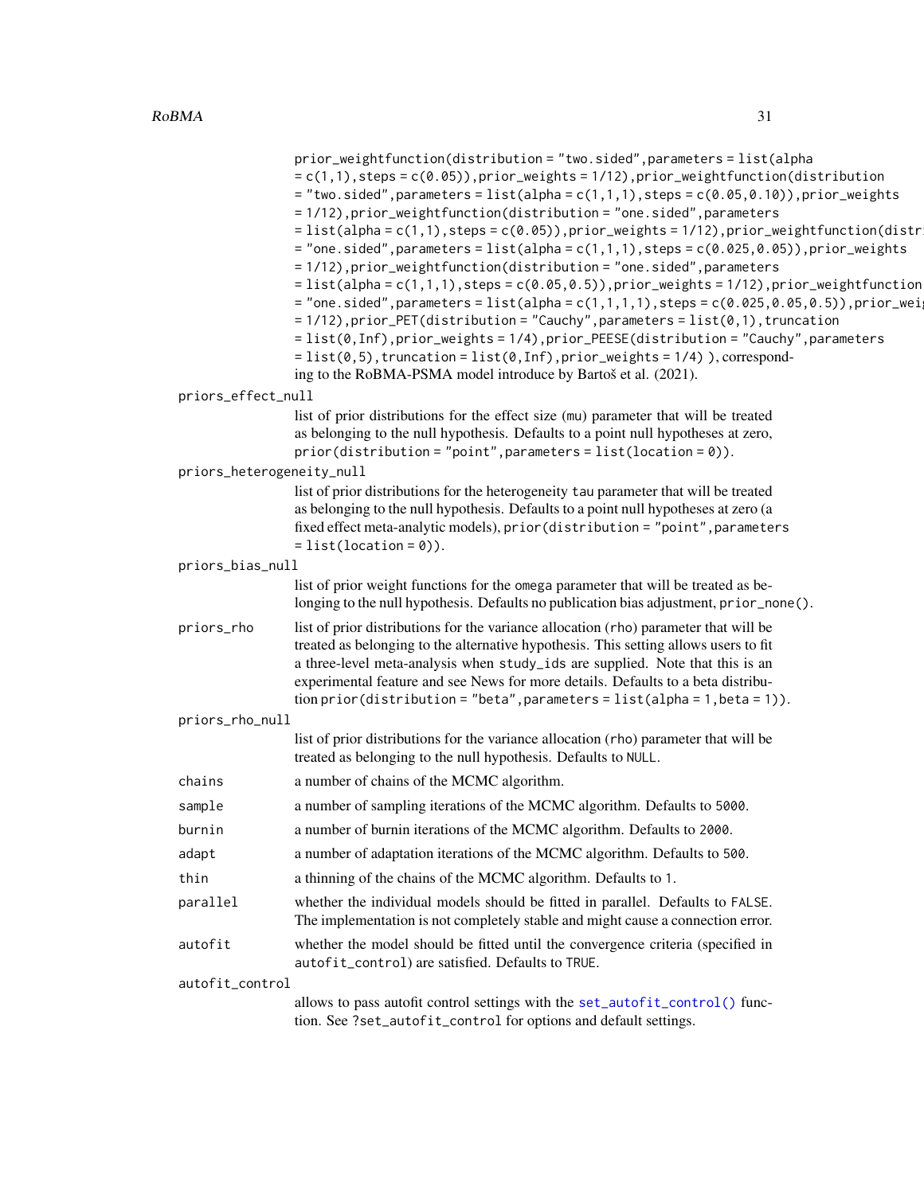prior_weightfunction(distribution = "two.sided", parameters = list(alpha = c(1,1), steps = c(0.05)), prior_weights = 1/12), prior_weightfunction(distribution = "two.sided", parameters = list(alpha = c(1,1,1), steps = c(0.05,0.10)), prior_weights = 1/12), prior_weightfunction(distribution = "one.sided", parameters = list(alpha = c(1,1), steps = c(0.05)), prior_weights = 1/12), prior_weightfunction(distri = "one.sided", parameters = list(alpha = c(1,1,1), steps = c(0.025,0.05)), prior_weights = 1/12), prior_weightfunction(distribution = "one.sided", parameters = list(alpha = c(1,1,1), steps = c(0.05,0.5)), prior_weights = 1/12), prior_weightfunction = "one.sided", parameters = list(alpha = c(1,1,1,1), steps = c(0.025,0.05,0.5)), prior_wei = 1/12), prior_PET(distribution = "Cauchy", parameters = list(0,1), truncation = list(0,Inf), prior_weights = 1/4), prior_PEESE(distribution = "Cauchy", parameters = list(0,5), truncation = list(0,Inf), prior_weights = 1/4) ), corresponding to the RoBMA-PSMA model introduce by Bartoš et al. (2021).

**priors_effect_null**
: list of prior distributions for the effect size (mu) parameter that will be treated as belonging to the null hypothesis. Defaults to a point null hypotheses at zero, prior(distribution = "point", parameters = list(location = 0)).

**priors_heterogeneity_null**
: list of prior distributions for the heterogeneity tau parameter that will be treated as belonging to the null hypothesis. Defaults to a point null hypotheses at zero (a fixed effect meta-analytic models), prior(distribution = "point", parameters = list(location = 0)).

**priors_bias_null**
: list of prior weight functions for the omega parameter that will be treated as belonging to the null hypothesis. Defaults no publication bias adjustment, prior_none().

**priors_rho**
: list of prior distributions for the variance allocation (rho) parameter that will be treated as belonging to the alternative hypothesis. This setting allows users to fit a three-level meta-analysis when study_ids are supplied. Note that this is an experimental feature and see News for more details. Defaults to a beta distribution prior(distribution = "beta", parameters = list(alpha = 1, beta = 1)).

**priors_rho_null**
: list of prior distributions for the variance allocation (rho) parameter that will be treated as belonging to the null hypothesis. Defaults to NULL.

**chains**
: a number of chains of the MCMC algorithm.

**sample**
: a number of sampling iterations of the MCMC algorithm. Defaults to 5000.

**burnin**
: a number of burnin iterations of the MCMC algorithm. Defaults to 2000.

**adapt**
: a number of adaptation iterations of the MCMC algorithm. Defaults to 500.

**thin**
: a thinning of the chains of the MCMC algorithm. Defaults to 1.

**parallel**
: whether the individual models should be fitted in parallel. Defaults to FALSE. The implementation is not completely stable and might cause a connection error.

**autofit**
: whether the model should be fitted until the convergence criteria (specified in autofit_control) are satisfied. Defaults to TRUE.

**autofit_control**
: allows to pass autofit control settings with the set_autofit_control() function. See ?set_autofit_control for options and default settings.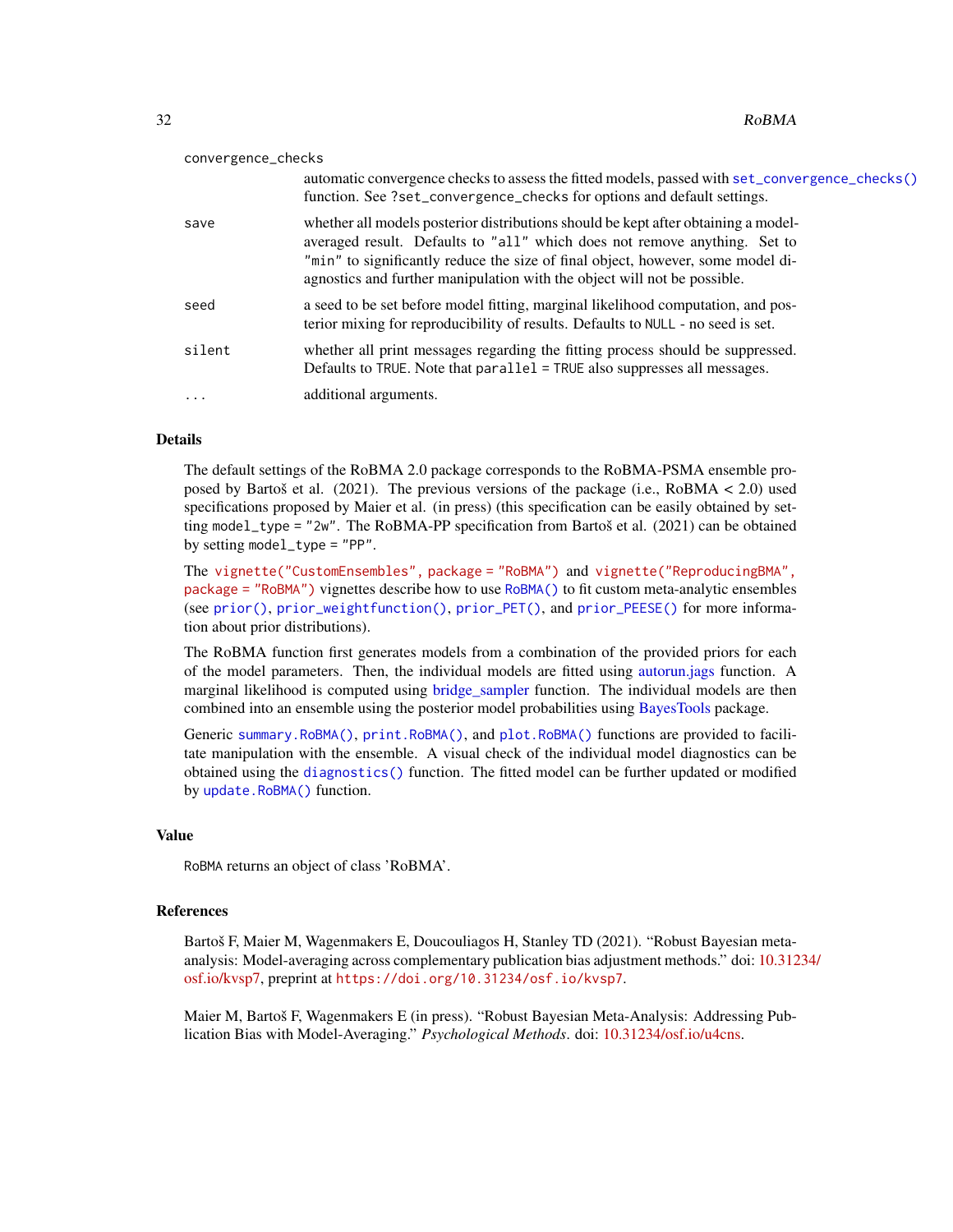| | |
|---|---|
| convergence_checks | automatic convergence checks to assess the fitted models, passed with `set_convergence_checks()` function. See `?set_convergence_checks` for options and default settings. |
| save | whether all models posterior distributions should be kept after obtaining a model-averaged result. Defaults to `"all"` which does not remove anything. Set to `"min"` to significantly reduce the size of final object, however, some model diagnostics and further manipulation with the object will not be possible. |
| seed | a seed to be set before model fitting, marginal likelihood computation, and posterior mixing for reproducibility of results. Defaults to `NULL` - no seed is set. |
| silent | whether all print messages regarding the fitting process should be suppressed. Defaults to `TRUE`. Note that `parallel = TRUE` also suppresses all messages. |
| ... | additional arguments. |

## Details

The default settings of the RoBMA 2.0 package corresponds to the RoBMA-PSMA ensemble proposed by Bartoš et al. (2021). The previous versions of the package (i.e., RoBMA < 2.0) used specifications proposed by Maier et al. (in press) (this specification can be easily obtained by setting `model_type = "2w"`. The RoBMA-PP specification from Bartoš et al. (2021) can be obtained by setting `model_type = "PP"`.

The `vignette("CustomEnsembles", package = "RoBMA")` and `vignette("ReproducingBMA", package = "RoBMA")` vignettes describe how to use `RoBMA()` to fit custom meta-analytic ensembles (see `prior()`, `prior_weightfunction()`, `prior_PET()`, and `prior_PEESE()` for more information about prior distributions).

The RoBMA function first generates models from a combination of the provided priors for each of the model parameters. Then, the individual models are fitted using autorun.jags function. A marginal likelihood is computed using bridge_sampler function. The individual models are then combined into an ensemble using the posterior model probabilities using BayesTools package.

Generic `summary.RoBMA()`, `print.RoBMA()`, and `plot.RoBMA()` functions are provided to facilitate manipulation with the ensemble. A visual check of the individual model diagnostics can be obtained using the `diagnostics()` function. The fitted model can be further updated or modified by `update.RoBMA()` function.

## Value

`RoBMA` returns an object of class 'RoBMA'.

## References

Bartoš F, Maier M, Wagenmakers E, Doucouliagos H, Stanley TD (2021). "Robust Bayesian meta-analysis: Model-averaging across complementary publication bias adjustment methods." doi: 10.31234/osf.io/kvsp7, preprint at https://doi.org/10.31234/osf.io/kvsp7.

Maier M, Bartoš F, Wagenmakers E (in press). "Robust Bayesian Meta-Analysis: Addressing Publication Bias with Model-Averaging." *Psychological Methods*. doi: 10.31234/osf.io/u4cns.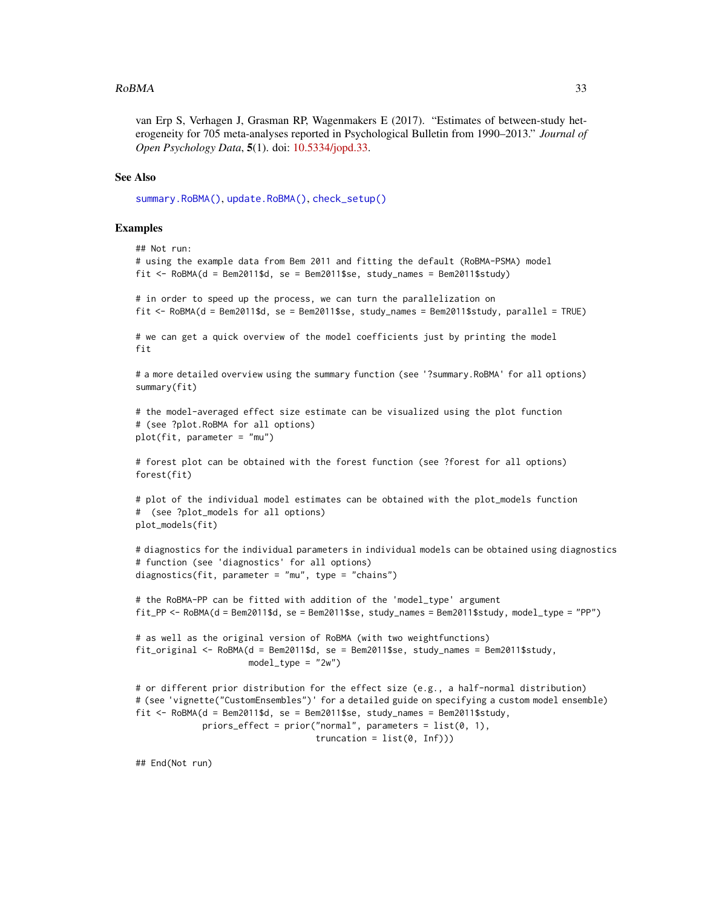van Erp S, Verhagen J, Grasman RP, Wagenmakers E (2017). "Estimates of between-study heterogeneity for 705 meta-analyses reported in Psychological Bulletin from 1990–2013." *Journal of Open Psychology Data*, **5**(1). doi: 10.5334/jopd.33.

## See Also

summary.RoBMA(), update.RoBMA(), check_setup()

## Examples

```
## Not run:
# using the example data from Bem 2011 and fitting the default (RoBMA-PSMA) model
fit <- RoBMA(d = Bem2011$d, se = Bem2011$se, study_names = Bem2011$study)

# in order to speed up the process, we can turn the parallelization on
fit <- RoBMA(d = Bem2011$d, se = Bem2011$se, study_names = Bem2011$study, parallel = TRUE)

# we can get a quick overview of the model coefficients just by printing the model
fit

# a more detailed overview using the summary function (see '?summary.RoBMA' for all options)
summary(fit)

# the model-averaged effect size estimate can be visualized using the plot function
# (see ?plot.RoBMA for all options)
plot(fit, parameter = "mu")

# forest plot can be obtained with the forest function (see ?forest for all options)
forest(fit)

# plot of the individual model estimates can be obtained with the plot_models function
#  (see ?plot_models for all options)
plot_models(fit)

# diagnostics for the individual parameters in individual models can be obtained using diagnostics
# function (see 'diagnostics' for all options)
diagnostics(fit, parameter = "mu", type = "chains")

# the RoBMA-PP can be fitted with addition of the 'model_type' argument
fit_PP <- RoBMA(d = Bem2011$d, se = Bem2011$se, study_names = Bem2011$study, model_type = "PP")

# as well as the original version of RoBMA (with two weightfunctions)
fit_original <- RoBMA(d = Bem2011$d, se = Bem2011$se, study_names = Bem2011$study,
                      model_type = "2w")

# or different prior distribution for the effect size (e.g., a half-normal distribution)
# (see 'vignette("CustomEnsembles")' for a detailed guide on specifying a custom model ensemble)
fit <- RoBMA(d = Bem2011$d, se = Bem2011$se, study_names = Bem2011$study,
             priors_effect = prior("normal", parameters = list(0, 1),
                                   truncation = list(0, Inf)))

## End(Not run)
```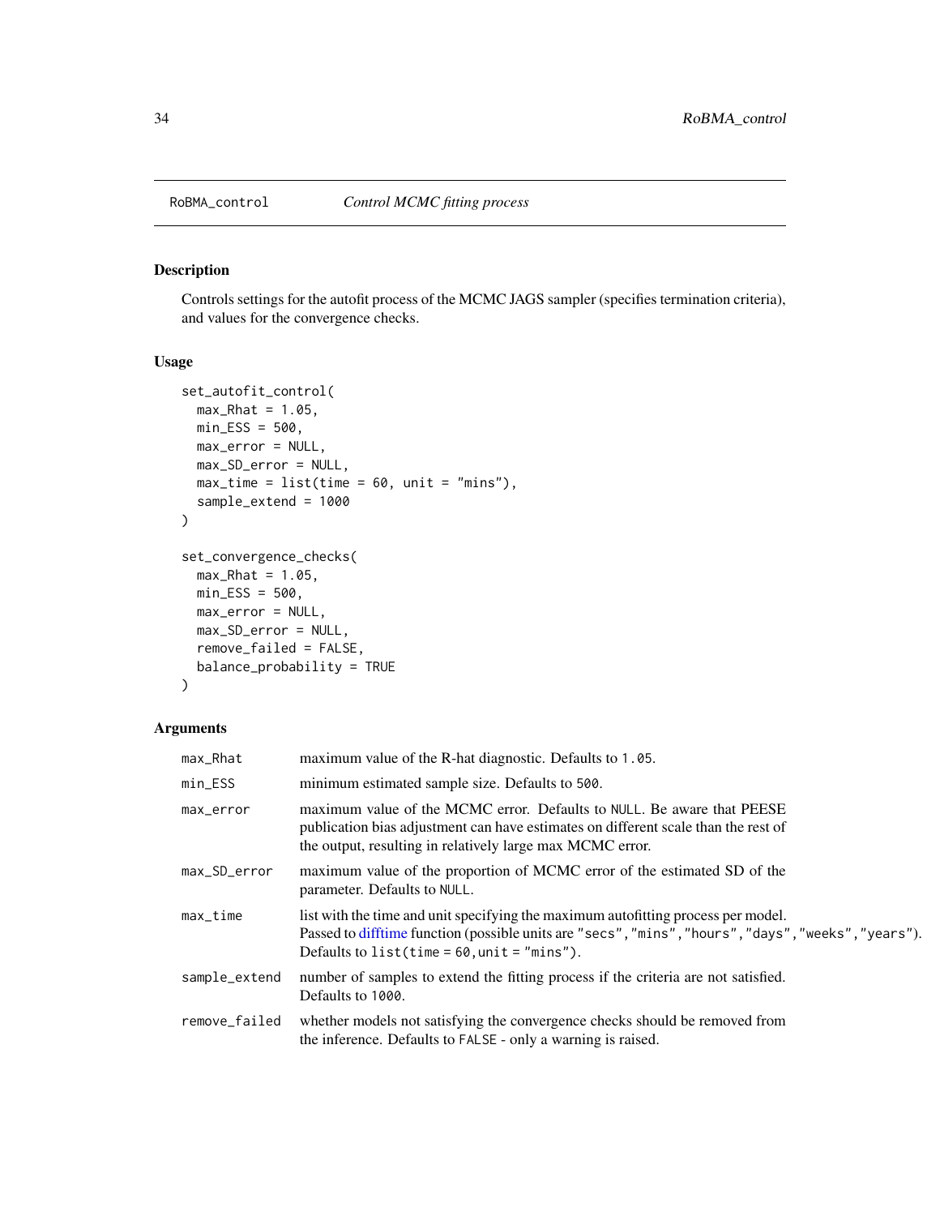RoBMA_control *Control MCMC fitting process*

## Description

Controls settings for the autofit process of the MCMC JAGS sampler (specifies termination criteria), and values for the convergence checks.

## Usage

```
set_autofit_control(
  max_Rhat = 1.05,
  min_ESS = 500,
  max_error = NULL,
  max_SD_error = NULL,
  max_time = list(time = 60, unit = "mins"),
  sample_extend = 1000
)

set_convergence_checks(
  max_Rhat = 1.05,
  min_ESS = 500,
  max_error = NULL,
  max_SD_error = NULL,
  remove_failed = FALSE,
  balance_probability = TRUE
)
```

## Arguments

| | |
|---|---|
| `max_Rhat` | maximum value of the R-hat diagnostic. Defaults to `1.05`. |
| `min_ESS` | minimum estimated sample size. Defaults to `500`. |
| `max_error` | maximum value of the MCMC error. Defaults to `NULL`. Be aware that PEESE publication bias adjustment can have estimates on different scale than the rest of the output, resulting in relatively large max MCMC error. |
| `max_SD_error` | maximum value of the proportion of MCMC error of the estimated SD of the parameter. Defaults to `NULL`. |
| `max_time` | list with the time and unit specifying the maximum autofitting process per model. Passed to difftime function (possible units are `"secs", "mins", "hours", "days", "weeks", "years"`). Defaults to `list(time = 60, unit = "mins")`. |
| `sample_extend` | number of samples to extend the fitting process if the criteria are not satisfied. Defaults to `1000`. |
| `remove_failed` | whether models not satisfying the convergence checks should be removed from the inference. Defaults to `FALSE` - only a warning is raised. |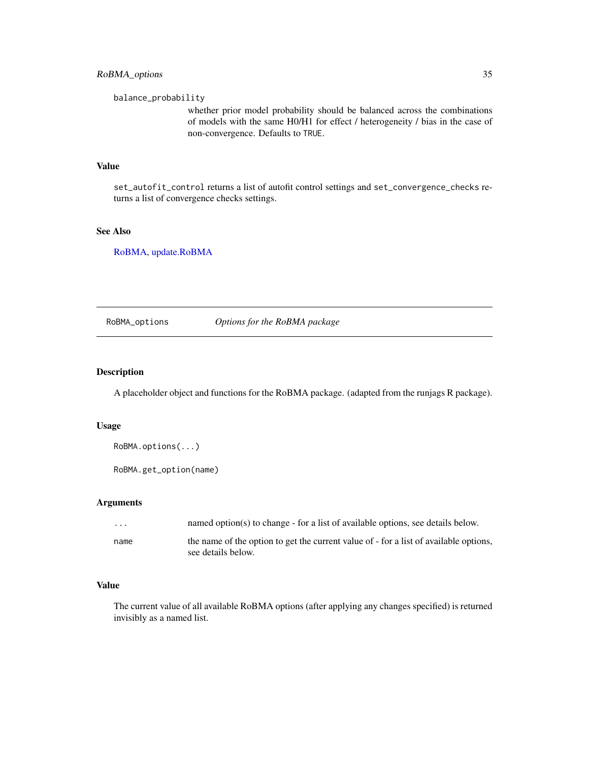balance_probability

whether prior model probability should be balanced across the combinations of models with the same H0/H1 for effect / heterogeneity / bias in the case of non-convergence. Defaults to TRUE.

### Value

set_autofit_control returns a list of autofit control settings and set_convergence_checks returns a list of convergence checks settings.

### See Also

RoBMA, update.RoBMA

---

## RoBMA_options *Options for the RoBMA package*

---

### Description

A placeholder object and functions for the RoBMA package. (adapted from the runjags R package).

### Usage

```
RoBMA.options(...)

RoBMA.get_option(name)
```

### Arguments

| | |
|---|---|
| ... | named option(s) to change - for a list of available options, see details below. |
| name | the name of the option to get the current value of - for a list of available options, see details below. |

### Value

The current value of all available RoBMA options (after applying any changes specified) is returned invisibly as a named list.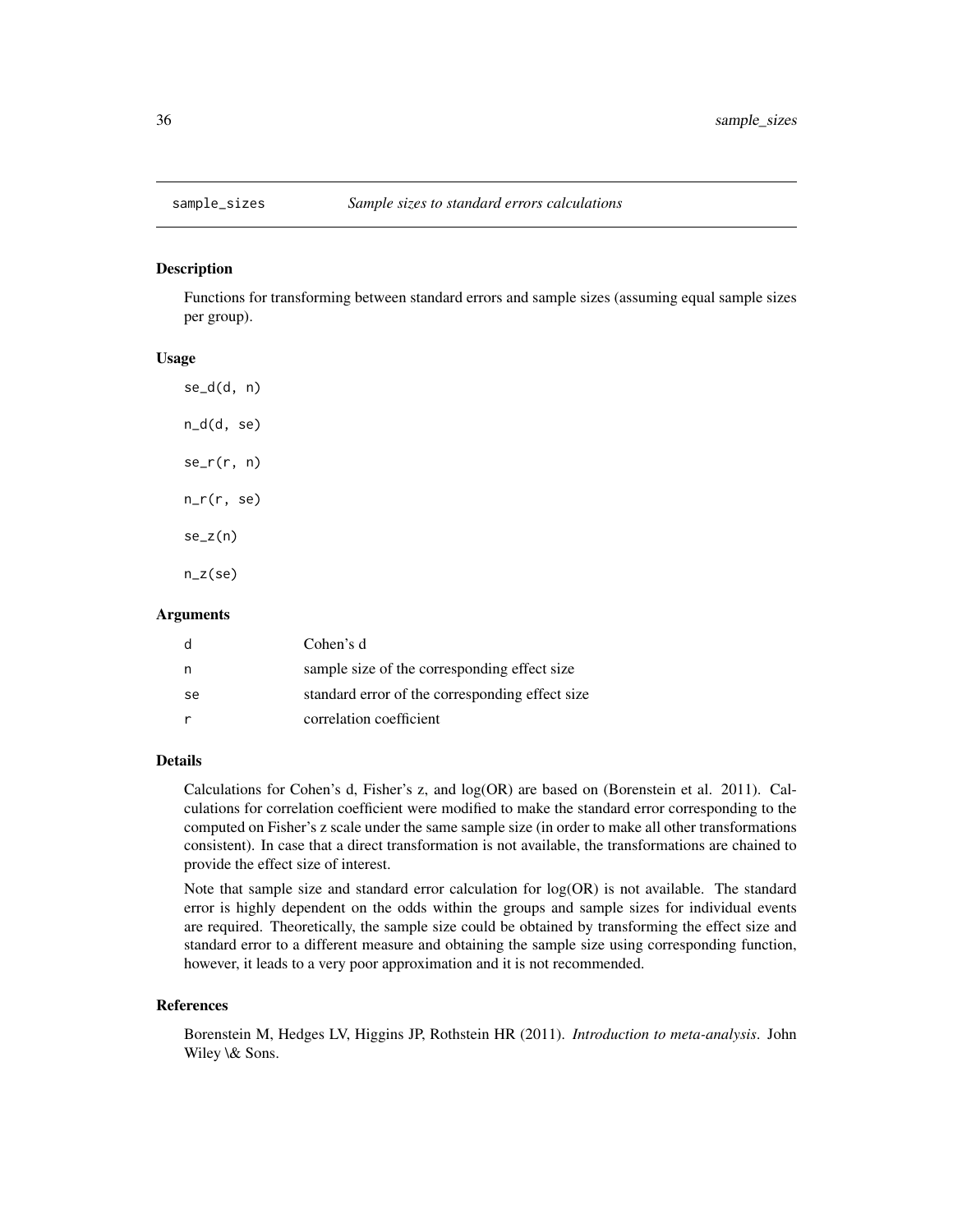# sample_sizes — *Sample sizes to standard errors calculations*

## Description

Functions for transforming between standard errors and sample sizes (assuming equal sample sizes per group).

## Usage

```
se_d(d, n)

n_d(d, se)

se_r(r, n)

n_r(r, se)

se_z(n)

n_z(se)
```

## Arguments

| | |
|---|---|
| d | Cohen's d |
| n | sample size of the corresponding effect size |
| se | standard error of the corresponding effect size |
| r | correlation coefficient |

## Details

Calculations for Cohen's d, Fisher's z, and log(OR) are based on (Borenstein et al. 2011). Calculations for correlation coefficient were modified to make the standard error corresponding to the computed on Fisher's z scale under the same sample size (in order to make all other transformations consistent). In case that a direct transformation is not available, the transformations are chained to provide the effect size of interest.

Note that sample size and standard error calculation for log(OR) is not available. The standard error is highly dependent on the odds within the groups and sample sizes for individual events are required. Theoretically, the sample size could be obtained by transforming the effect size and standard error to a different measure and obtaining the sample size using corresponding function, however, it leads to a very poor approximation and it is not recommended.

## References

Borenstein M, Hedges LV, Higgins JP, Rothstein HR (2011). *Introduction to meta-analysis*. John Wiley \& Sons.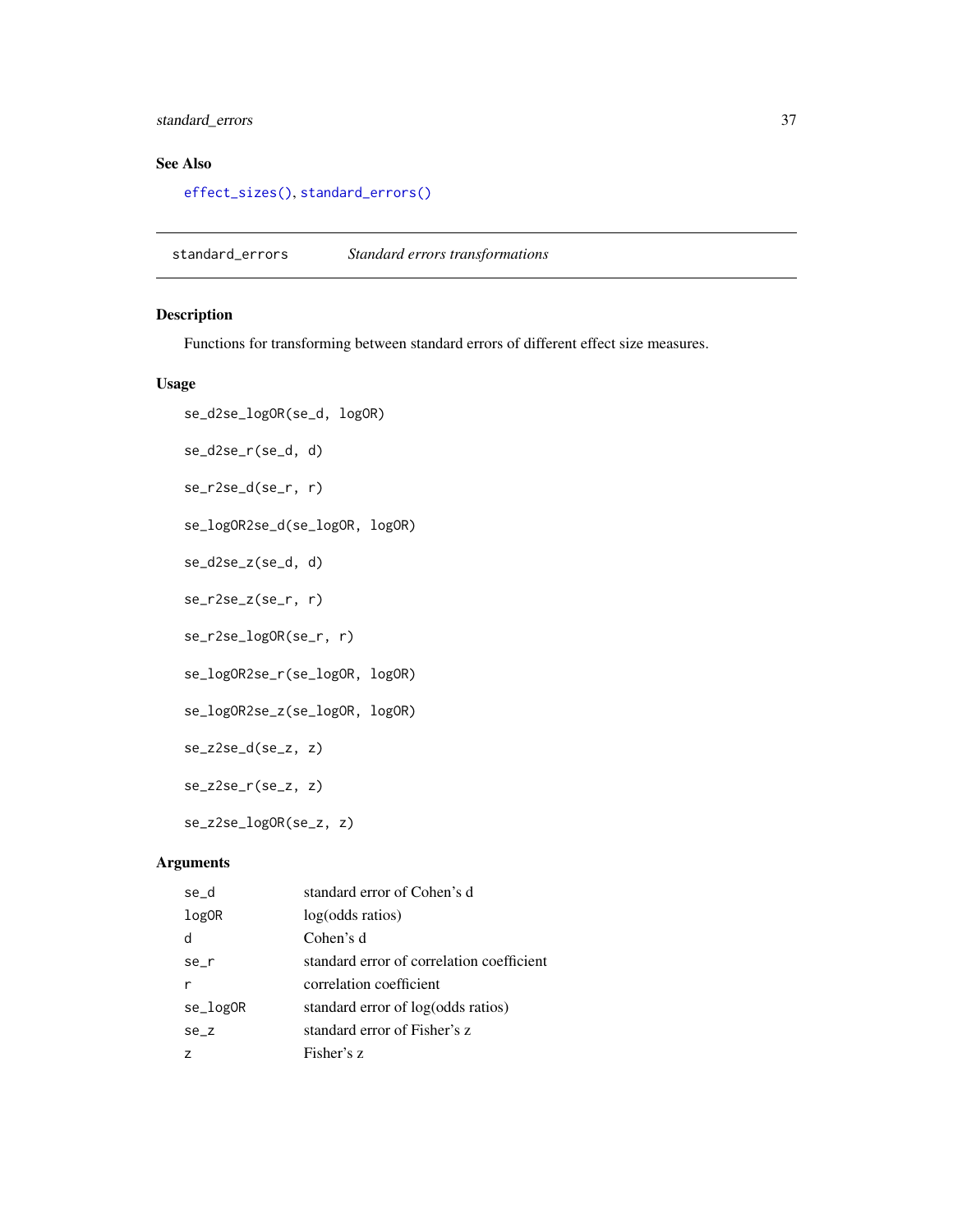### See Also

`effect_sizes()`, `standard_errors()`

---

## standard_errors — *Standard errors transformations*

### Description

Functions for transforming between standard errors of different effect size measures.

### Usage

```
se_d2se_logOR(se_d, logOR)

se_d2se_r(se_d, d)

se_r2se_d(se_r, r)

se_logOR2se_d(se_logOR, logOR)

se_d2se_z(se_d, d)

se_r2se_z(se_r, r)

se_r2se_logOR(se_r, r)

se_logOR2se_r(se_logOR, logOR)

se_logOR2se_z(se_logOR, logOR)

se_z2se_d(se_z, z)

se_z2se_r(se_z, z)

se_z2se_logOR(se_z, z)
```

### Arguments

| | |
|---|---|
| se_d | standard error of Cohen's d |
| logOR | log(odds ratios) |
| d | Cohen's d |
| se_r | standard error of correlation coefficient |
| r | correlation coefficient |
| se_logOR | standard error of log(odds ratios) |
| se_z | standard error of Fisher's z |
| z | Fisher's z |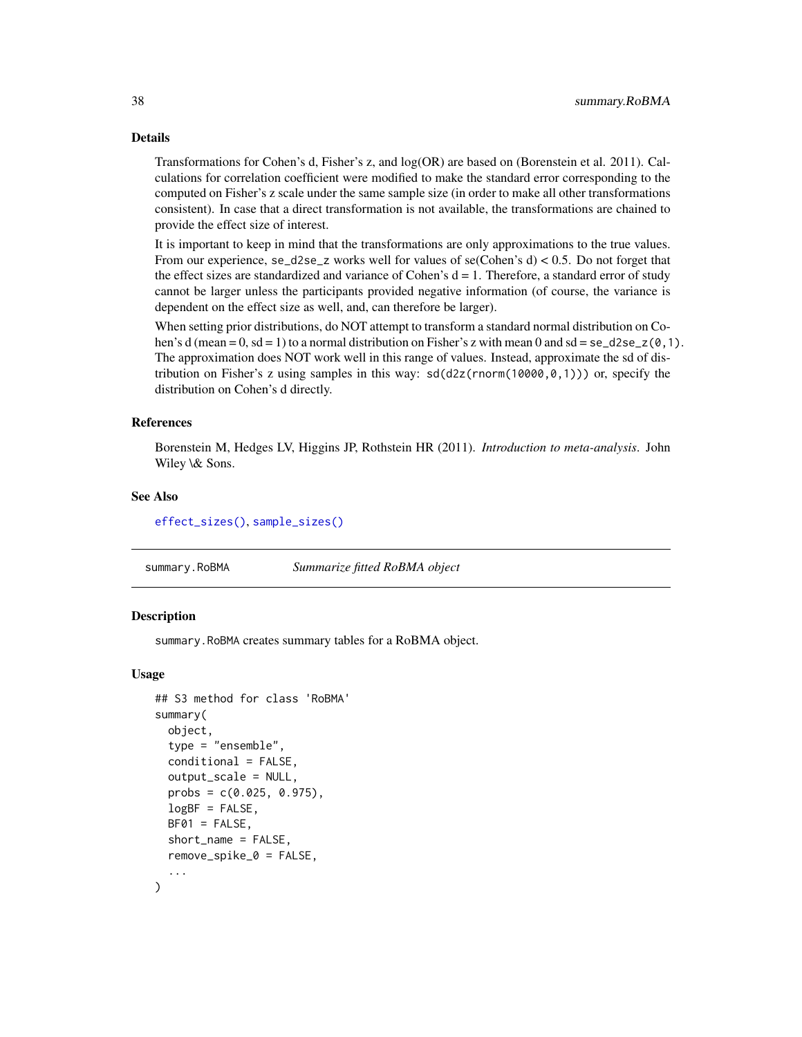## Details

Transformations for Cohen's d, Fisher's z, and log(OR) are based on (Borenstein et al. 2011). Calculations for correlation coefficient were modified to make the standard error corresponding to the computed on Fisher's z scale under the same sample size (in order to make all other transformations consistent). In case that a direct transformation is not available, the transformations are chained to provide the effect size of interest.

It is important to keep in mind that the transformations are only approximations to the true values. From our experience, `se_d2se_z` works well for values of se(Cohen's d) < 0.5. Do not forget that the effect sizes are standardized and variance of Cohen's d = 1. Therefore, a standard error of study cannot be larger unless the participants provided negative information (of course, the variance is dependent on the effect size as well, and, can therefore be larger).

When setting prior distributions, do NOT attempt to transform a standard normal distribution on Cohen's d (mean = 0, sd = 1) to a normal distribution on Fisher's z with mean 0 and sd = `se_d2se_z(0,1)`. The approximation does NOT work well in this range of values. Instead, approximate the sd of distribution on Fisher's z using samples in this way: `sd(d2z(rnorm(10000,0,1)))` or, specify the distribution on Cohen's d directly.

## References

Borenstein M, Hedges LV, Higgins JP, Rothstein HR (2011). *Introduction to meta-analysis*. John Wiley \& Sons.

## See Also

effect_sizes(), sample_sizes()

---

# summary.RoBMA — *Summarize fitted RoBMA object*

## Description

`summary.RoBMA` creates summary tables for a RoBMA object.

## Usage

```
## S3 method for class 'RoBMA'
summary(
  object,
  type = "ensemble",
  conditional = FALSE,
  output_scale = NULL,
  probs = c(0.025, 0.975),
  logBF = FALSE,
  BF01 = FALSE,
  short_name = FALSE,
  remove_spike_0 = FALSE,
  ...
)
```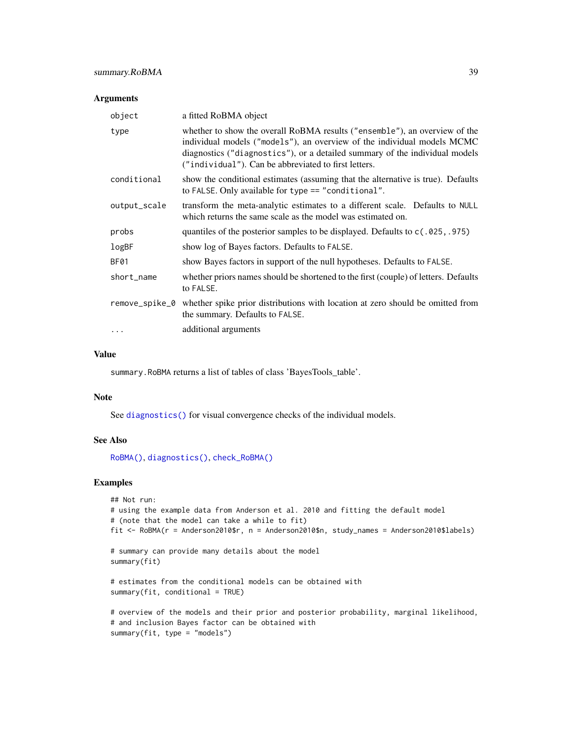## Arguments

| | |
|---|---|
| `object` | a fitted RoBMA object |
| `type` | whether to show the overall RoBMA results (`"ensemble"`), an overview of the individual models (`"models"`), an overview of the individual models MCMC diagnostics (`"diagnostics"`), or a detailed summary of the individual models (`"individual"`). Can be abbreviated to first letters. |
| `conditional` | show the conditional estimates (assuming that the alternative is true). Defaults to `FALSE`. Only available for `type == "conditional"`. |
| `output_scale` | transform the meta-analytic estimates to a different scale. Defaults to `NULL` which returns the same scale as the model was estimated on. |
| `probs` | quantiles of the posterior samples to be displayed. Defaults to `c(.025, .975)` |
| `logBF` | show log of Bayes factors. Defaults to `FALSE`. |
| `BF01` | show Bayes factors in support of the null hypotheses. Defaults to `FALSE`. |
| `short_name` | whether priors names should be shortened to the first (couple) of letters. Defaults to `FALSE`. |
| `remove_spike_0` | whether spike prior distributions with location at zero should be omitted from the summary. Defaults to `FALSE`. |
| `...` | additional arguments |

## Value

`summary.RoBMA` returns a list of tables of class 'BayesTools_table'.

## Note

See `diagnostics()` for visual convergence checks of the individual models.

## See Also

`RoBMA()`, `diagnostics()`, `check_RoBMA()`

## Examples

```
## Not run:
# using the example data from Anderson et al. 2010 and fitting the default model
# (note that the model can take a while to fit)
fit <- RoBMA(r = Anderson2010$r, n = Anderson2010$n, study_names = Anderson2010$labels)

# summary can provide many details about the model
summary(fit)

# estimates from the conditional models can be obtained with
summary(fit, conditional = TRUE)

# overview of the models and their prior and posterior probability, marginal likelihood,
# and inclusion Bayes factor can be obtained with
summary(fit, type = "models")
```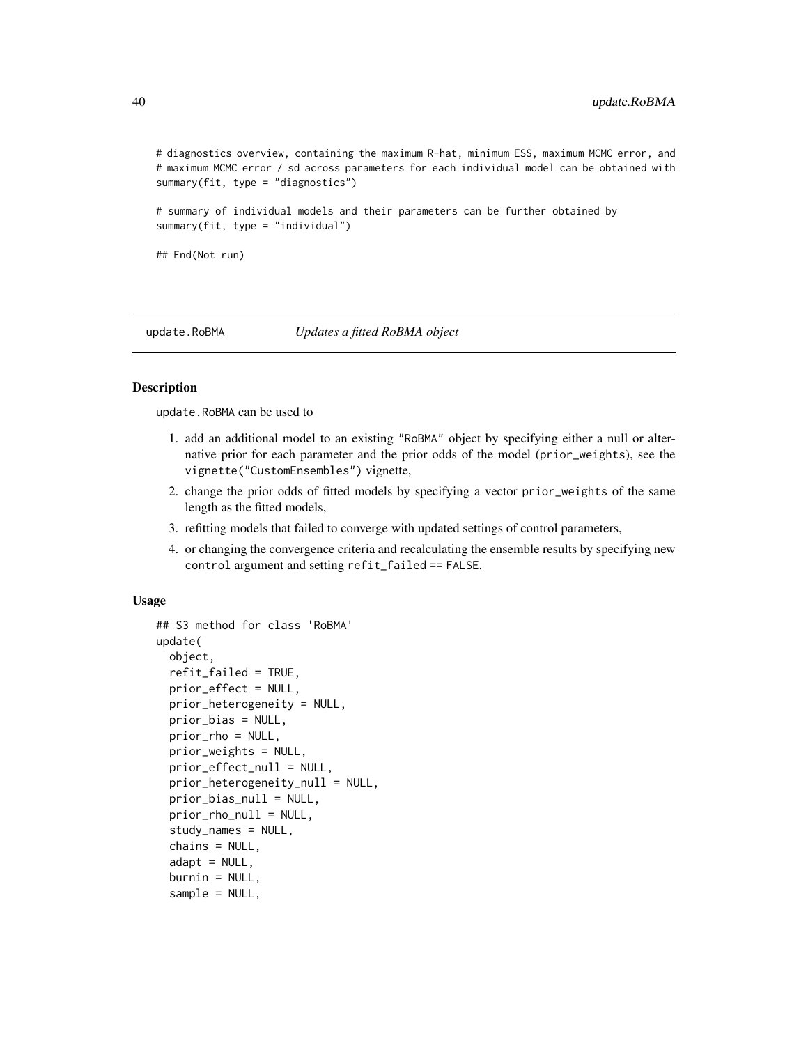```
# diagnostics overview, containing the maximum R-hat, minimum ESS, maximum MCMC error, and
# maximum MCMC error / sd across parameters for each individual model can be obtained with
summary(fit, type = "diagnostics")

# summary of individual models and their parameters can be further obtained by
summary(fit, type = "individual")

## End(Not run)
```

## update.RoBMA — *Updates a fitted RoBMA object*

### Description

update.RoBMA can be used to

1. add an additional model to an existing "RoBMA" object by specifying either a null or alternative prior for each parameter and the prior odds of the model (prior_weights), see the vignette("CustomEnsembles") vignette,
2. change the prior odds of fitted models by specifying a vector prior_weights of the same length as the fitted models,
3. refitting models that failed to converge with updated settings of control parameters,
4. or changing the convergence criteria and recalculating the ensemble results by specifying new control argument and setting refit_failed == FALSE.

### Usage

```
## S3 method for class 'RoBMA'
update(
  object,
  refit_failed = TRUE,
  prior_effect = NULL,
  prior_heterogeneity = NULL,
  prior_bias = NULL,
  prior_rho = NULL,
  prior_weights = NULL,
  prior_effect_null = NULL,
  prior_heterogeneity_null = NULL,
  prior_bias_null = NULL,
  prior_rho_null = NULL,
  study_names = NULL,
  chains = NULL,
  adapt = NULL,
  burnin = NULL,
  sample = NULL,
```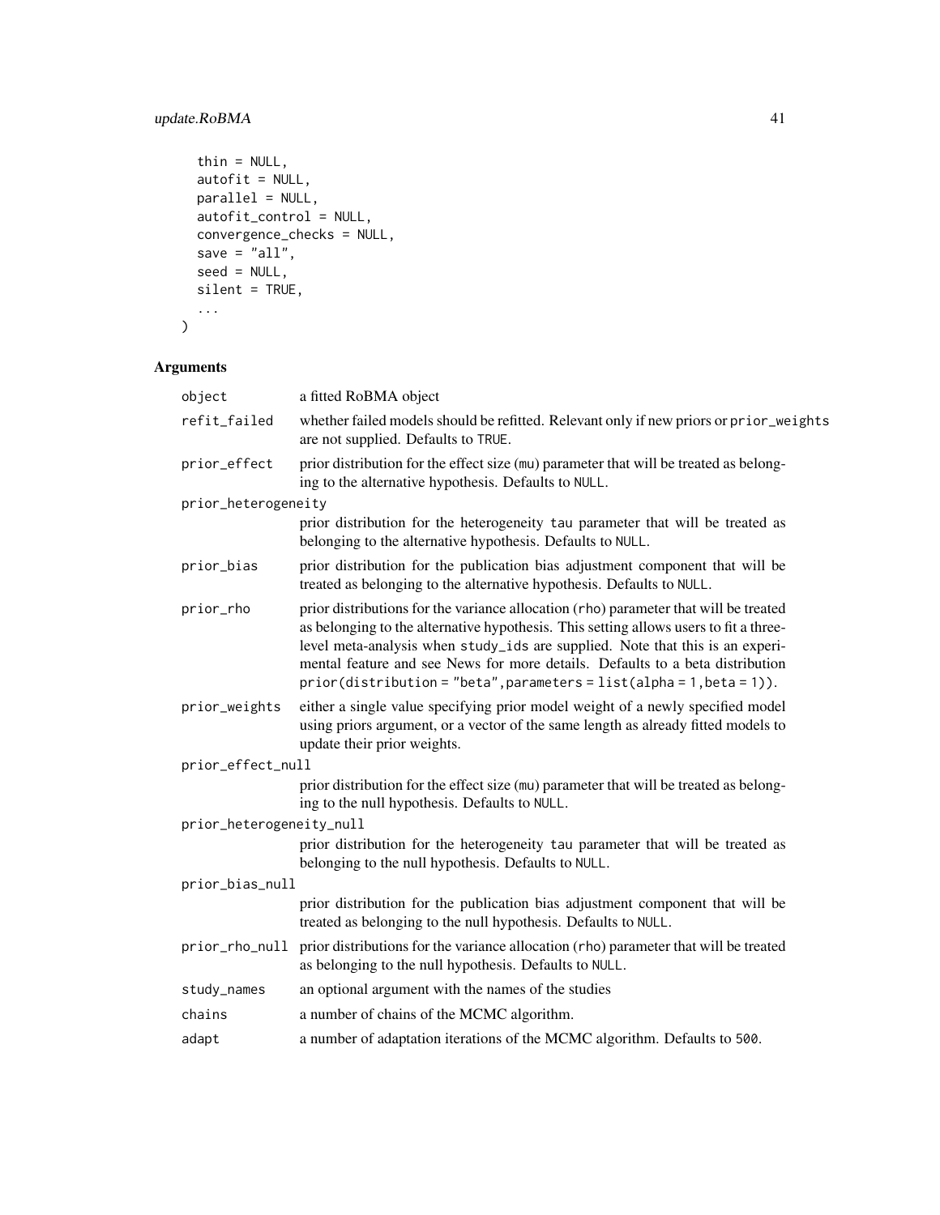```
  thin = NULL,
  autofit = NULL,
  parallel = NULL,
  autofit_control = NULL,
  convergence_checks = NULL,
  save = "all",
  seed = NULL,
  silent = TRUE,
  ...
)
```

## Arguments

| | |
|---|---|
| `object` | a fitted RoBMA object |
| `refit_failed` | whether failed models should be refitted. Relevant only if new priors or `prior_weights` are not supplied. Defaults to `TRUE`. |
| `prior_effect` | prior distribution for the effect size (`mu`) parameter that will be treated as belonging to the alternative hypothesis. Defaults to `NULL`. |
| `prior_heterogeneity` | prior distribution for the heterogeneity `tau` parameter that will be treated as belonging to the alternative hypothesis. Defaults to `NULL`. |
| `prior_bias` | prior distribution for the publication bias adjustment component that will be treated as belonging to the alternative hypothesis. Defaults to `NULL`. |
| `prior_rho` | prior distributions for the variance allocation (`rho`) parameter that will be treated as belonging to the alternative hypothesis. This setting allows users to fit a three-level meta-analysis when `study_ids` are supplied. Note that this is an experimental feature and see News for more details. Defaults to a beta distribution `prior(distribution = "beta", parameters = list(alpha = 1, beta = 1))`. |
| `prior_weights` | either a single value specifying prior model weight of a newly specified model using priors argument, or a vector of the same length as already fitted models to update their prior weights. |
| `prior_effect_null` | prior distribution for the effect size (`mu`) parameter that will be treated as belonging to the null hypothesis. Defaults to `NULL`. |
| `prior_heterogeneity_null` | prior distribution for the heterogeneity `tau` parameter that will be treated as belonging to the null hypothesis. Defaults to `NULL`. |
| `prior_bias_null` | prior distribution for the publication bias adjustment component that will be treated as belonging to the null hypothesis. Defaults to `NULL`. |
| `prior_rho_null` | prior distributions for the variance allocation (`rho`) parameter that will be treated as belonging to the null hypothesis. Defaults to `NULL`. |
| `study_names` | an optional argument with the names of the studies |
| `chains` | a number of chains of the MCMC algorithm. |
| `adapt` | a number of adaptation iterations of the MCMC algorithm. Defaults to `500`. |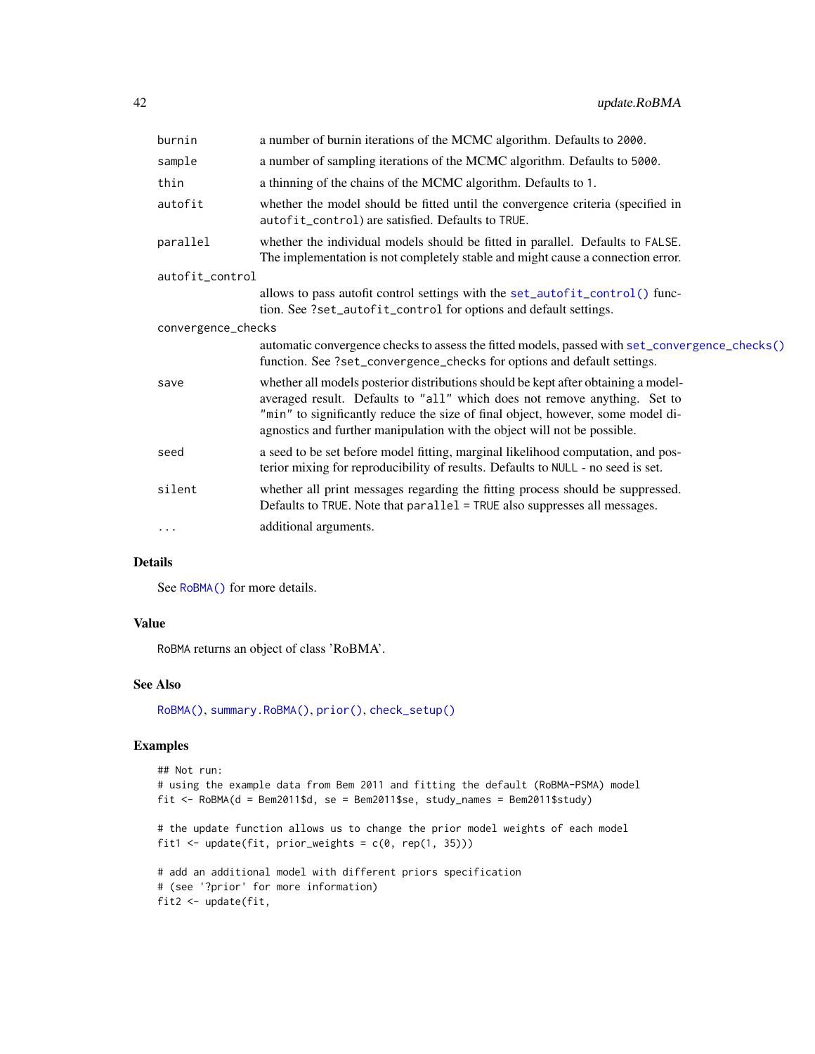| | |
|---|---|
| burnin | a number of burnin iterations of the MCMC algorithm. Defaults to 2000. |
| sample | a number of sampling iterations of the MCMC algorithm. Defaults to 5000. |
| thin | a thinning of the chains of the MCMC algorithm. Defaults to 1. |
| autofit | whether the model should be fitted until the convergence criteria (specified in autofit_control) are satisfied. Defaults to TRUE. |
| parallel | whether the individual models should be fitted in parallel. Defaults to FALSE. The implementation is not completely stable and might cause a connection error. |
| autofit_control | allows to pass autofit control settings with the set_autofit_control() function. See ?set_autofit_control for options and default settings. |
| convergence_checks | automatic convergence checks to assess the fitted models, passed with set_convergence_checks() function. See ?set_convergence_checks for options and default settings. |
| save | whether all models posterior distributions should be kept after obtaining a model-averaged result. Defaults to "all" which does not remove anything. Set to "min" to significantly reduce the size of final object, however, some model diagnostics and further manipulation with the object will not be possible. |
| seed | a seed to be set before model fitting, marginal likelihood computation, and posterior mixing for reproducibility of results. Defaults to NULL - no seed is set. |
| silent | whether all print messages regarding the fitting process should be suppressed. Defaults to TRUE. Note that parallel = TRUE also suppresses all messages. |
| ... | additional arguments. |

## Details

See RoBMA() for more details.

## Value

RoBMA returns an object of class 'RoBMA'.

## See Also

RoBMA(), summary.RoBMA(), prior(), check_setup()

## Examples

```
## Not run:
# using the example data from Bem 2011 and fitting the default (RoBMA-PSMA) model
fit <- RoBMA(d = Bem2011$d, se = Bem2011$se, study_names = Bem2011$study)

# the update function allows us to change the prior model weights of each model
fit1 <- update(fit, prior_weights = c(0, rep(1, 35)))

# add an additional model with different priors specification
# (see '?prior' for more information)
fit2 <- update(fit,
```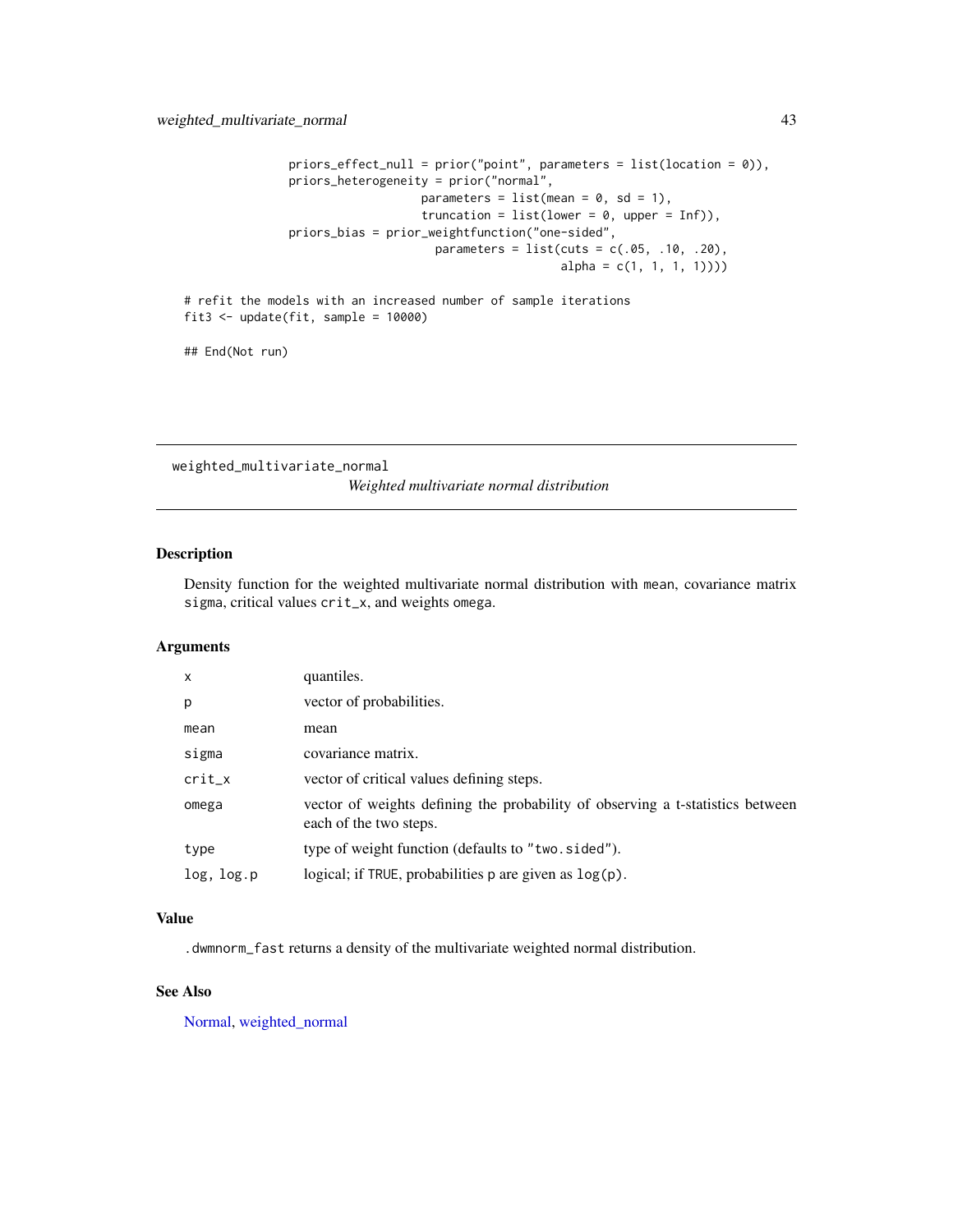```
                priors_effect_null = prior("point", parameters = list(location = 0)),
                priors_heterogeneity = prior("normal",
                                   parameters = list(mean = 0, sd = 1),
                                   truncation = list(lower = 0, upper = Inf)),
                priors_bias = prior_weightfunction("one-sided",
                                     parameters = list(cuts = c(.05, .10, .20),
                                                       alpha = c(1, 1, 1, 1))))

# refit the models with an increased number of sample iterations
fit3 <- update(fit, sample = 10000)

## End(Not run)
```

---

## weighted_multivariate_normal

*Weighted multivariate normal distribution*

---

### Description

Density function for the weighted multivariate normal distribution with `mean`, covariance matrix `sigma`, critical values `crit_x`, and weights `omega`.

### Arguments

| | |
|---|---|
| `x` | quantiles. |
| `p` | vector of probabilities. |
| `mean` | mean |
| `sigma` | covariance matrix. |
| `crit_x` | vector of critical values defining steps. |
| `omega` | vector of weights defining the probability of observing a t-statistics between each of the two steps. |
| `type` | type of weight function (defaults to `"two.sided"`). |
| `log, log.p` | logical; if `TRUE`, probabilities `p` are given as `log(p)`. |

### Value

`.dwmnorm_fast` returns a density of the multivariate weighted normal distribution.

### See Also

Normal, weighted_normal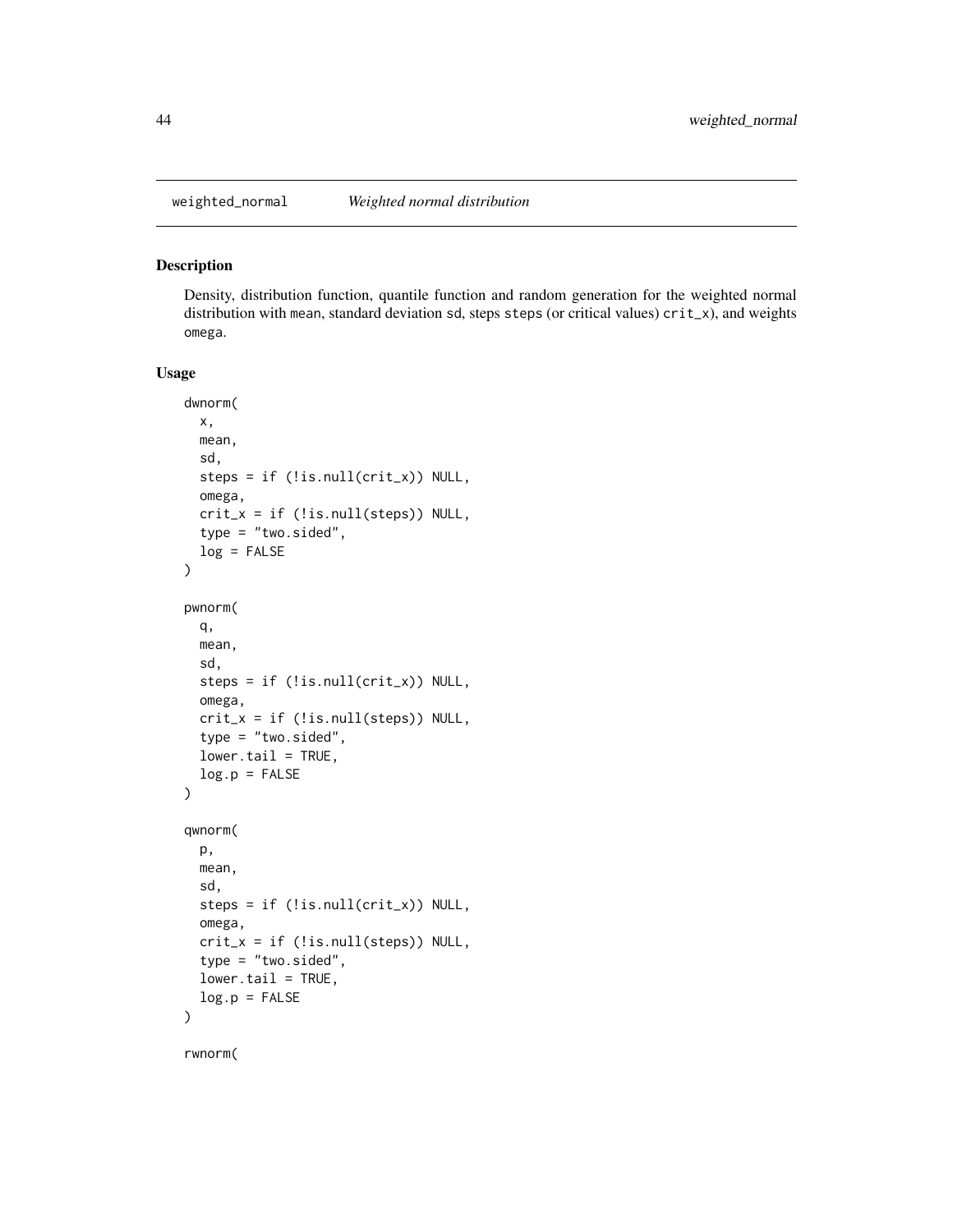## weighted_normal *Weighted normal distribution*

### Description

Density, distribution function, quantile function and random generation for the weighted normal distribution with mean, standard deviation sd, steps steps (or critical values) crit_x), and weights omega.

### Usage

```
dwnorm(
  x,
  mean,
  sd,
  steps = if (!is.null(crit_x)) NULL,
  omega,
  crit_x = if (!is.null(steps)) NULL,
  type = "two.sided",
  log = FALSE
)

pwnorm(
  q,
  mean,
  sd,
  steps = if (!is.null(crit_x)) NULL,
  omega,
  crit_x = if (!is.null(steps)) NULL,
  type = "two.sided",
  lower.tail = TRUE,
  log.p = FALSE
)

qwnorm(
  p,
  mean,
  sd,
  steps = if (!is.null(crit_x)) NULL,
  omega,
  crit_x = if (!is.null(steps)) NULL,
  type = "two.sided",
  lower.tail = TRUE,
  log.p = FALSE
)

rwnorm(
```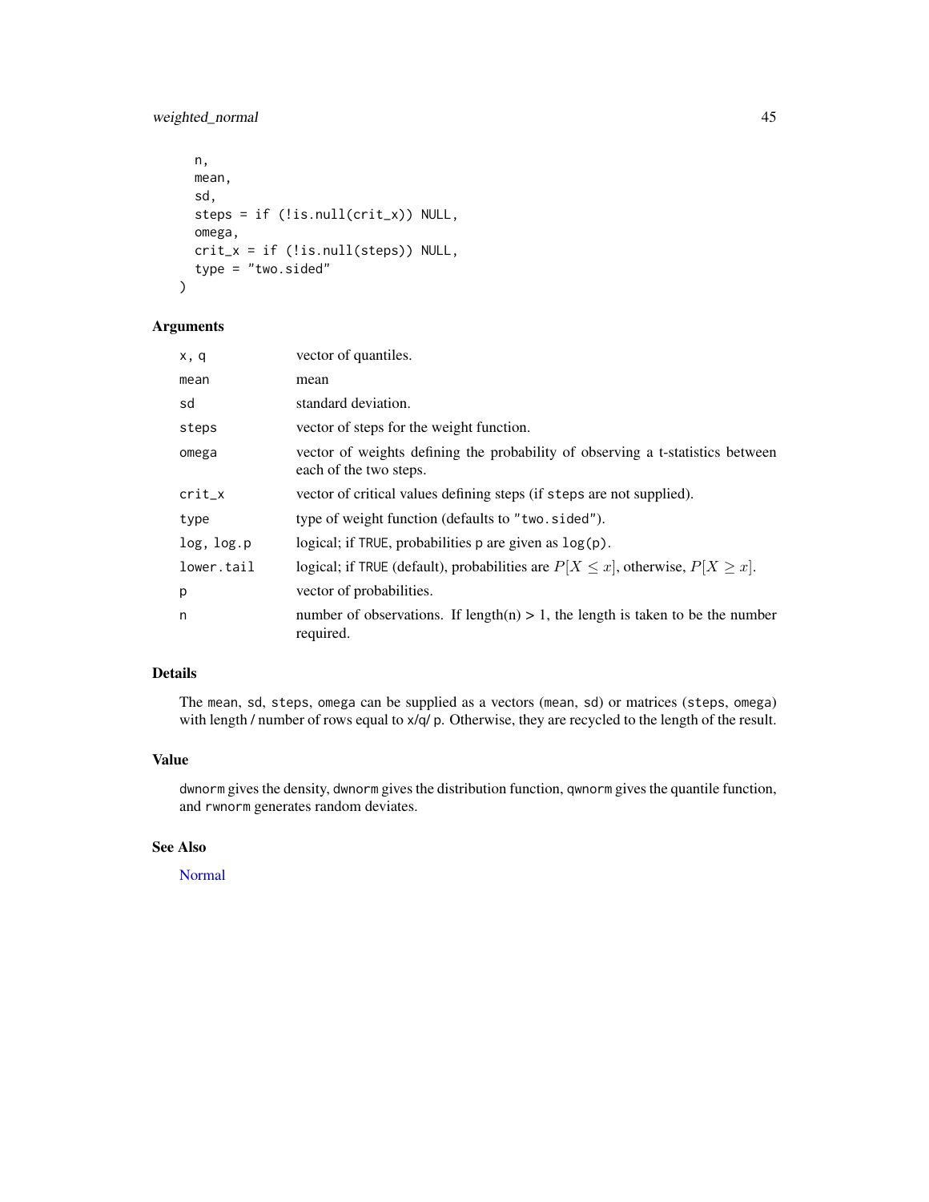```
  n,
  mean,
  sd,
  steps = if (!is.null(crit_x)) NULL,
  omega,
  crit_x = if (!is.null(steps)) NULL,
  type = "two.sided"
)
```

## Arguments

| | |
|---|---|
| x, q | vector of quantiles. |
| mean | mean |
| sd | standard deviation. |
| steps | vector of steps for the weight function. |
| omega | vector of weights defining the probability of observing a t-statistics between each of the two steps. |
| crit_x | vector of critical values defining steps (if steps are not supplied). |
| type | type of weight function (defaults to "two.sided"). |
| log, log.p | logical; if TRUE, probabilities p are given as log(p). |
| lower.tail | logical; if TRUE (default), probabilities are $P[X \leq x]$, otherwise, $P[X \geq x]$. |
| p | vector of probabilities. |
| n | number of observations. If length(n) > 1, the length is taken to be the number required. |

## Details

The mean, sd, steps, omega can be supplied as a vectors (mean, sd) or matrices (steps, omega) with length / number of rows equal to x/q/ p. Otherwise, they are recycled to the length of the result.

## Value

dwnorm gives the density, dwnorm gives the distribution function, qwnorm gives the quantile function, and rwnorm generates random deviates.

## See Also

Normal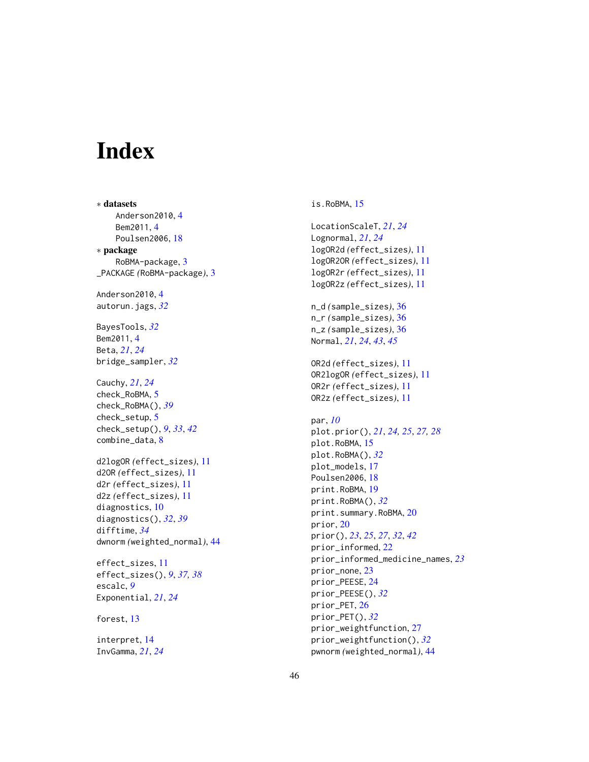# Index

∗ **datasets**
  Anderson2010, 4
  Bem2011, 4
  Poulsen2006, 18

∗ **package**
  RoBMA-package, 3

_PACKAGE *(RoBMA-package)*, 3

Anderson2010, 4
autorun.jags, *32*

BayesTools, *32*
Bem2011, 4
Beta, *21*, *24*
bridge_sampler, *32*

Cauchy, *21*, *24*
check_RoBMA, 5
check_RoBMA(), *39*
check_setup, 5
check_setup(), *9*, *33*, *42*
combine_data, 8

d2logOR *(effect_sizes)*, 11
d2OR *(effect_sizes)*, 11
d2r *(effect_sizes)*, 11
d2z *(effect_sizes)*, 11
diagnostics, 10
diagnostics(), *32*, *39*
difftime, *34*
dwnorm *(weighted_normal)*, 44

effect_sizes, 11
effect_sizes(), *9*, *37, 38*
escalc, *9*
Exponential, *21*, *24*

forest, 13

interpret, 14
InvGamma, *21*, *24*

is.RoBMA, 15

LocationScaleT, *21*, *24*
Lognormal, *21*, *24*
logOR2d *(effect_sizes)*, 11
logOR2OR *(effect_sizes)*, 11
logOR2r *(effect_sizes)*, 11
logOR2z *(effect_sizes)*, 11

n_d *(sample_sizes)*, 36
n_r *(sample_sizes)*, 36
n_z *(sample_sizes)*, 36
Normal, *21*, *24*, *43*, *45*

OR2d *(effect_sizes)*, 11
OR2logOR *(effect_sizes)*, 11
OR2r *(effect_sizes)*, 11
OR2z *(effect_sizes)*, 11

par, *10*
plot.prior(), *21*, *24, 25*, *27, 28*
plot.RoBMA, 15
plot.RoBMA(), *32*
plot_models, 17
Poulsen2006, 18
print.RoBMA, 19
print.RoBMA(), *32*
print.summary.RoBMA, 20
prior, 20
prior(), *23*, *25*, *27*, *32*, *42*
prior_informed, 22
prior_informed_medicine_names, *23*
prior_none, 23
prior_PEESE, 24
prior_PEESE(), *32*
prior_PET, 26
prior_PET(), *32*
prior_weightfunction, 27
prior_weightfunction(), *32*
pwnorm *(weighted_normal)*, 44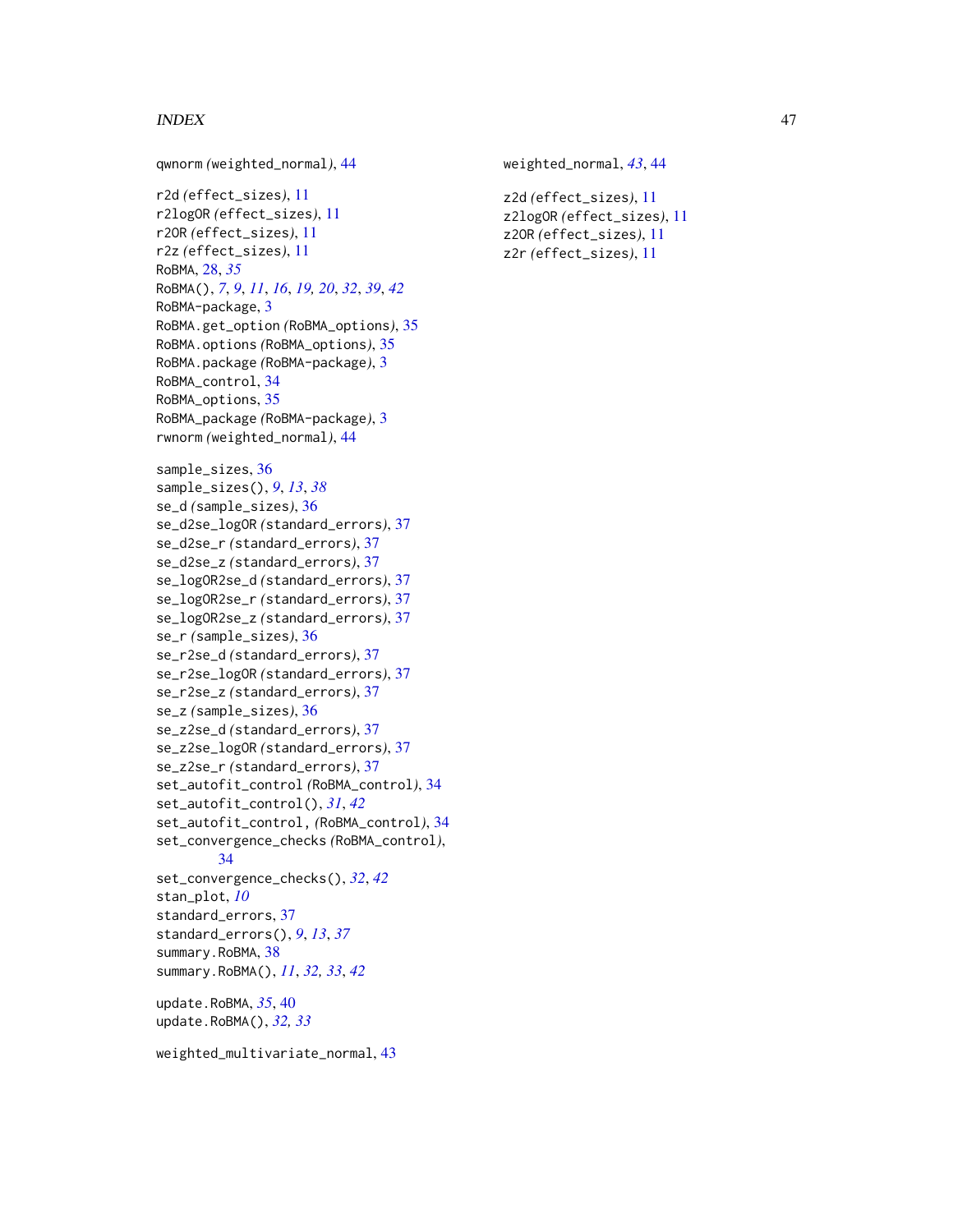qwnorm (weighted_normal), 44

r2d (effect_sizes), 11
r2logOR (effect_sizes), 11
r2OR (effect_sizes), 11
r2z (effect_sizes), 11
RoBMA, 28, *35*
RoBMA(), *7*, *9*, *11*, *16*, *19, 20*, *32*, *39*, *42*
RoBMA-package, 3
RoBMA.get_option (RoBMA_options), 35
RoBMA.options (RoBMA_options), 35
RoBMA.package (RoBMA-package), 3
RoBMA_control, 34
RoBMA_options, 35
RoBMA_package (RoBMA-package), 3
rwnorm (weighted_normal), 44

sample_sizes, 36
sample_sizes(), *9*, *13*, *38*
se_d (sample_sizes), 36
se_d2se_logOR (standard_errors), 37
se_d2se_r (standard_errors), 37
se_d2se_z (standard_errors), 37
se_logOR2se_d (standard_errors), 37
se_logOR2se_r (standard_errors), 37
se_logOR2se_z (standard_errors), 37
se_r (sample_sizes), 36
se_r2se_d (standard_errors), 37
se_r2se_logOR (standard_errors), 37
se_r2se_z (standard_errors), 37
se_z (sample_sizes), 36
se_z2se_d (standard_errors), 37
se_z2se_logOR (standard_errors), 37
se_z2se_r (standard_errors), 37
set_autofit_control (RoBMA_control), 34
set_autofit_control(), *31*, *42*
set_autofit_control, (RoBMA_control), 34
set_convergence_checks (RoBMA_control), 34
set_convergence_checks(), *32*, *42*
stan_plot, *10*
standard_errors, 37
standard_errors(), *9*, *13*, *37*
summary.RoBMA, 38
summary.RoBMA(), *11*, *32, 33*, *42*

update.RoBMA, *35*, 40
update.RoBMA(), *32, 33*

weighted_multivariate_normal, 43
weighted_normal, *43*, 44

z2d (effect_sizes), 11
z2logOR (effect_sizes), 11
z2OR (effect_sizes), 11
z2r (effect_sizes), 11